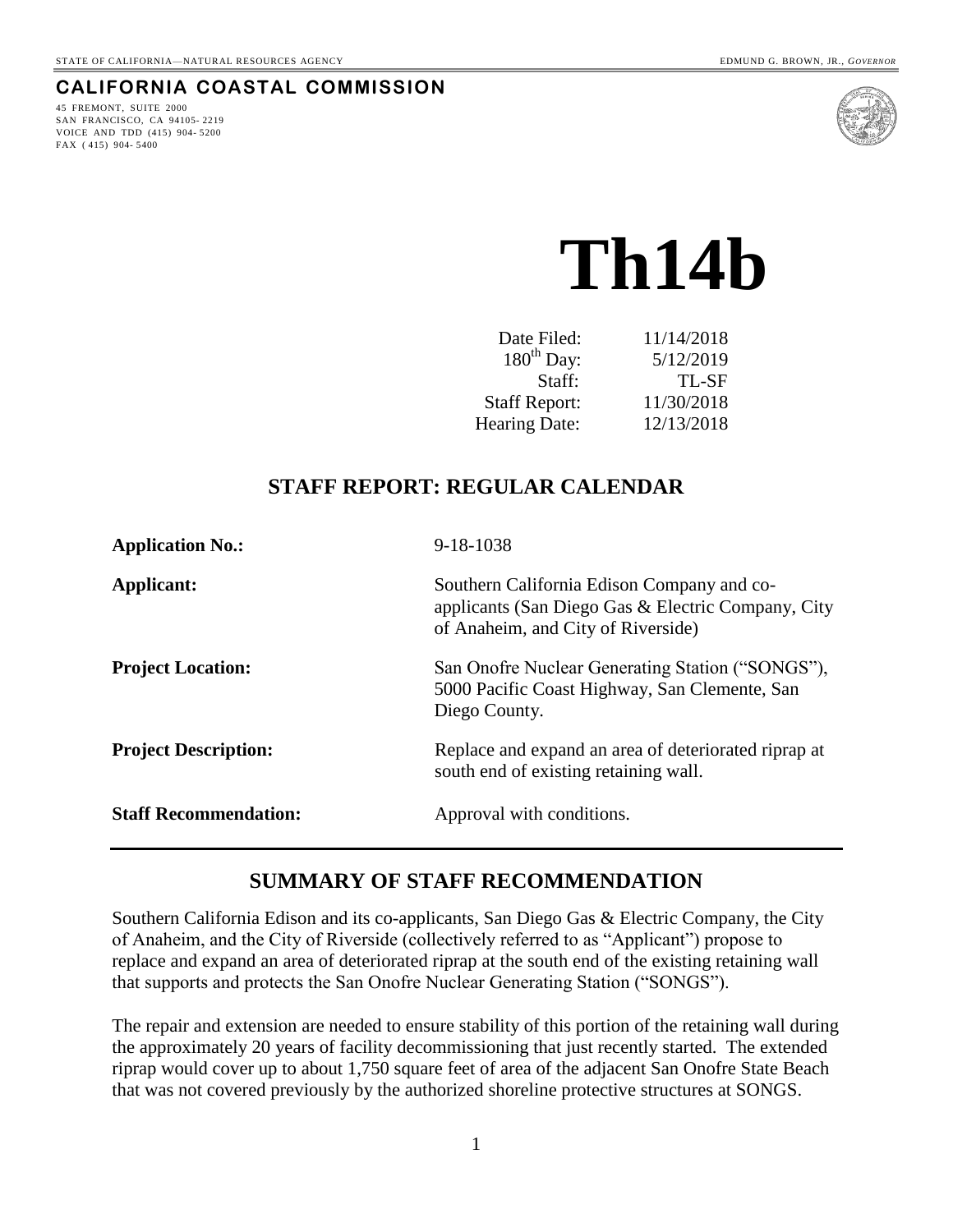STATE OF CALIFORNIA—NATURAL RESOURCES AGENCY

EDMUND G. BROWN, JR., *GOVERNOR*

**CALIFORNIA COASTAL COMMISSION**

45 FREMONT, SUITE 2000
SAN FRANCISCO, CA 94105-2219
VOICE AND TDD (415) 904-5200
FAX (415) 904-5400

# Th14b

| | |
|---|---|
| Date Filed: | 11/14/2018 |
| $180^{th}$ Day: | 5/12/2019 |
| Staff: | TL-SF |
| Staff Report: | 11/30/2018 |
| Hearing Date: | 12/13/2018 |

## STAFF REPORT: REGULAR CALENDAR

| | |
|---|---|
| **Application No.:** | 9-18-1038 |
| **Applicant:** | Southern California Edison Company and co-applicants (San Diego Gas & Electric Company, City of Anaheim, and City of Riverside) |
| **Project Location:** | San Onofre Nuclear Generating Station ("SONGS"), 5000 Pacific Coast Highway, San Clemente, San Diego County. |
| **Project Description:** | Replace and expand an area of deteriorated riprap at south end of existing retaining wall. |
| **Staff Recommendation:** | Approval with conditions. |

## SUMMARY OF STAFF RECOMMENDATION

Southern California Edison and its co-applicants, San Diego Gas & Electric Company, the City of Anaheim, and the City of Riverside (collectively referred to as "Applicant") propose to replace and expand an area of deteriorated riprap at the south end of the existing retaining wall that supports and protects the San Onofre Nuclear Generating Station ("SONGS").

The repair and extension are needed to ensure stability of this portion of the retaining wall during the approximately 20 years of facility decommissioning that just recently started. The extended riprap would cover up to about 1,750 square feet of area of the adjacent San Onofre State Beach that was not covered previously by the authorized shoreline protective structures at SONGS.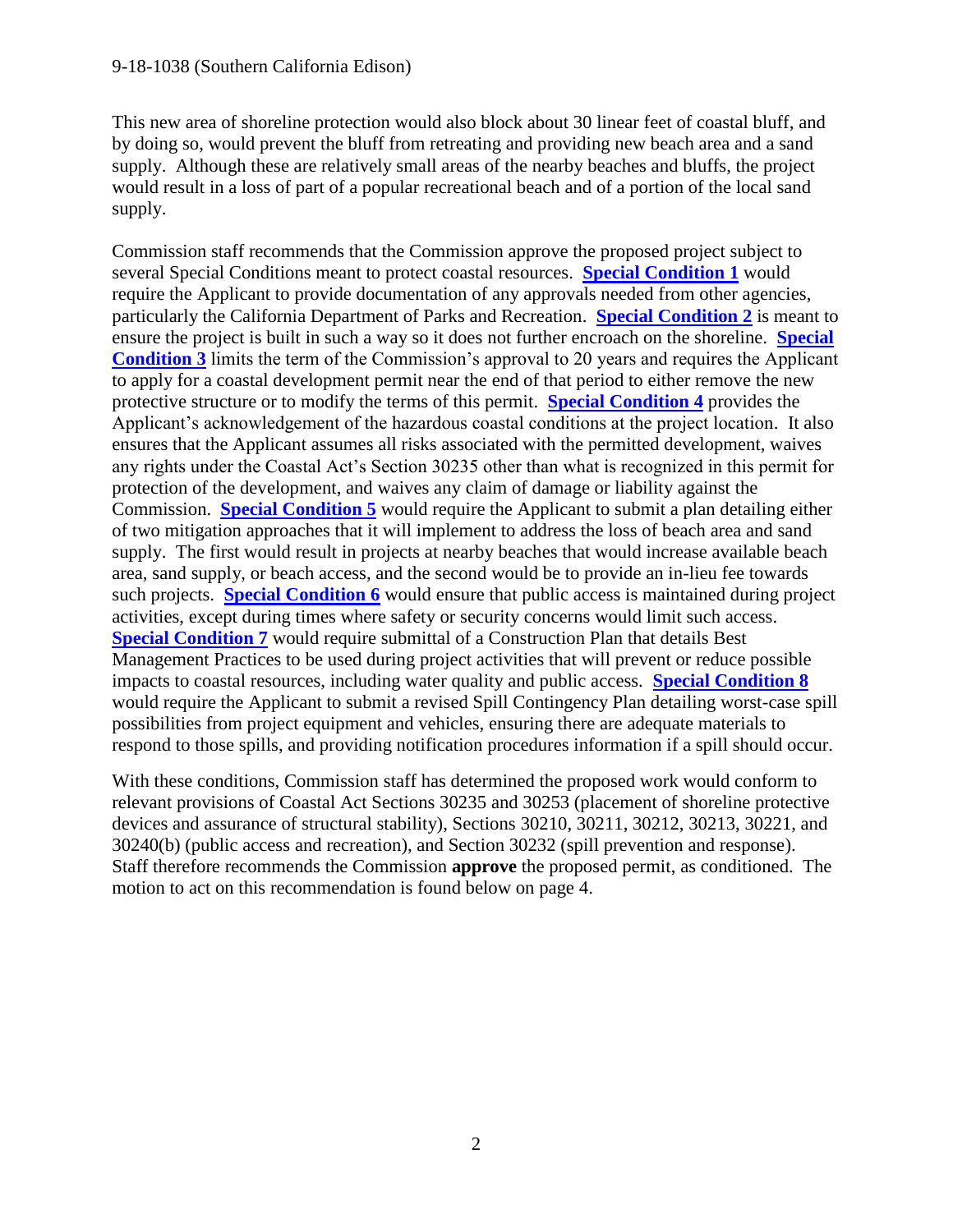This new area of shoreline protection would also block about 30 linear feet of coastal bluff, and by doing so, would prevent the bluff from retreating and providing new beach area and a sand supply. Although these are relatively small areas of the nearby beaches and bluffs, the project would result in a loss of part of a popular recreational beach and of a portion of the local sand supply.

Commission staff recommends that the Commission approve the proposed project subject to several Special Conditions meant to protect coastal resources. **Special Condition 1** would require the Applicant to provide documentation of any approvals needed from other agencies, particularly the California Department of Parks and Recreation. **Special Condition 2** is meant to ensure the project is built in such a way so it does not further encroach on the shoreline. **Special Condition 3** limits the term of the Commission's approval to 20 years and requires the Applicant to apply for a coastal development permit near the end of that period to either remove the new protective structure or to modify the terms of this permit. **Special Condition 4** provides the Applicant's acknowledgement of the hazardous coastal conditions at the project location. It also ensures that the Applicant assumes all risks associated with the permitted development, waives any rights under the Coastal Act's Section 30235 other than what is recognized in this permit for protection of the development, and waives any claim of damage or liability against the Commission. **Special Condition 5** would require the Applicant to submit a plan detailing either of two mitigation approaches that it will implement to address the loss of beach area and sand supply. The first would result in projects at nearby beaches that would increase available beach area, sand supply, or beach access, and the second would be to provide an in-lieu fee towards such projects. **Special Condition 6** would ensure that public access is maintained during project activities, except during times where safety or security concerns would limit such access. **Special Condition 7** would require submittal of a Construction Plan that details Best Management Practices to be used during project activities that will prevent or reduce possible impacts to coastal resources, including water quality and public access. **Special Condition 8** would require the Applicant to submit a revised Spill Contingency Plan detailing worst-case spill possibilities from project equipment and vehicles, ensuring there are adequate materials to respond to those spills, and providing notification procedures information if a spill should occur.

With these conditions, Commission staff has determined the proposed work would conform to relevant provisions of Coastal Act Sections 30235 and 30253 (placement of shoreline protective devices and assurance of structural stability), Sections 30210, 30211, 30212, 30213, 30221, and 30240(b) (public access and recreation), and Section 30232 (spill prevention and response). Staff therefore recommends the Commission **approve** the proposed permit, as conditioned. The motion to act on this recommendation is found below on page 4.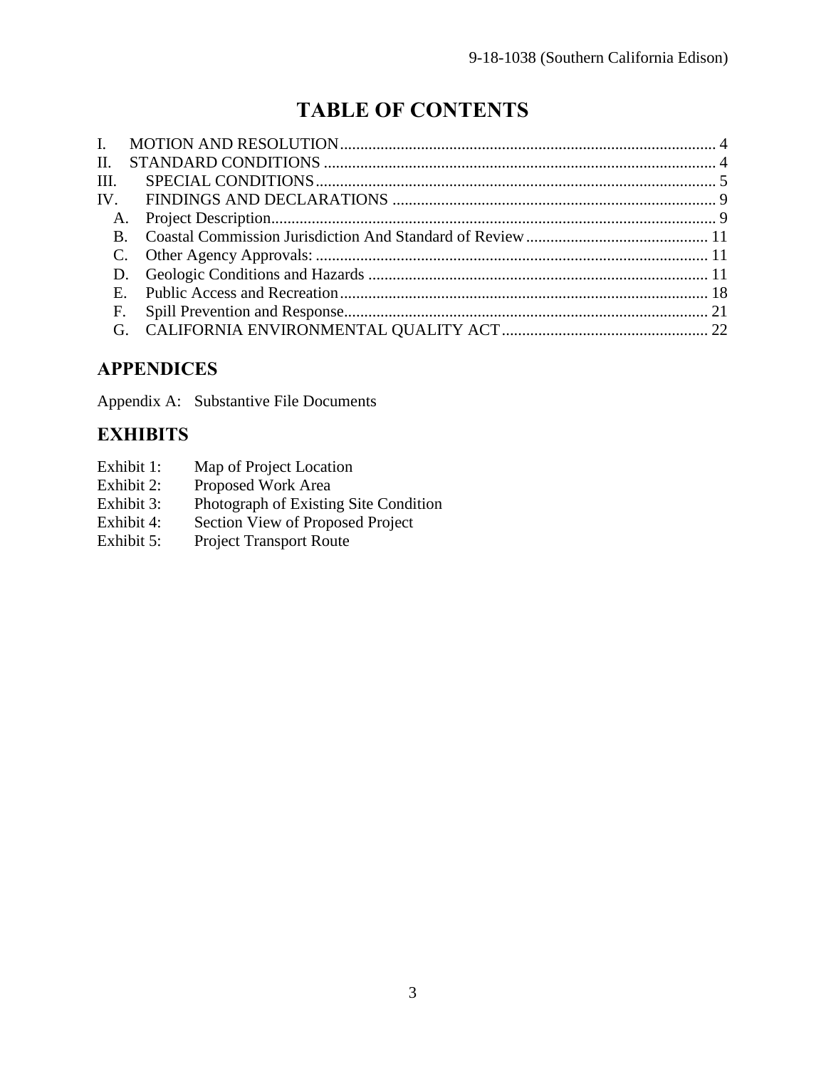# TABLE OF CONTENTS

I. MOTION AND RESOLUTION ........................................................................................ 4
II. STANDARD CONDITIONS ........................................................................................ 4
III. SPECIAL CONDITIONS ........................................................................................ 5
IV. FINDINGS AND DECLARATIONS ........................................................................................ 9
  A. Project Description ........................................................................................ 9
  B. Coastal Commission Jurisdiction And Standard of Review ........................................................................................ 11
  C. Other Agency Approvals: ........................................................................................ 11
  D. Geologic Conditions and Hazards ........................................................................................ 11
  E. Public Access and Recreation ........................................................................................ 18
  F. Spill Prevention and Response ........................................................................................ 21
  G. CALIFORNIA ENVIRONMENTAL QUALITY ACT ........................................................................................ 22

## APPENDICES

Appendix A: Substantive File Documents

## EXHIBITS

Exhibit 1: Map of Project Location
Exhibit 2: Proposed Work Area
Exhibit 3: Photograph of Existing Site Condition
Exhibit 4: Section View of Proposed Project
Exhibit 5: Project Transport Route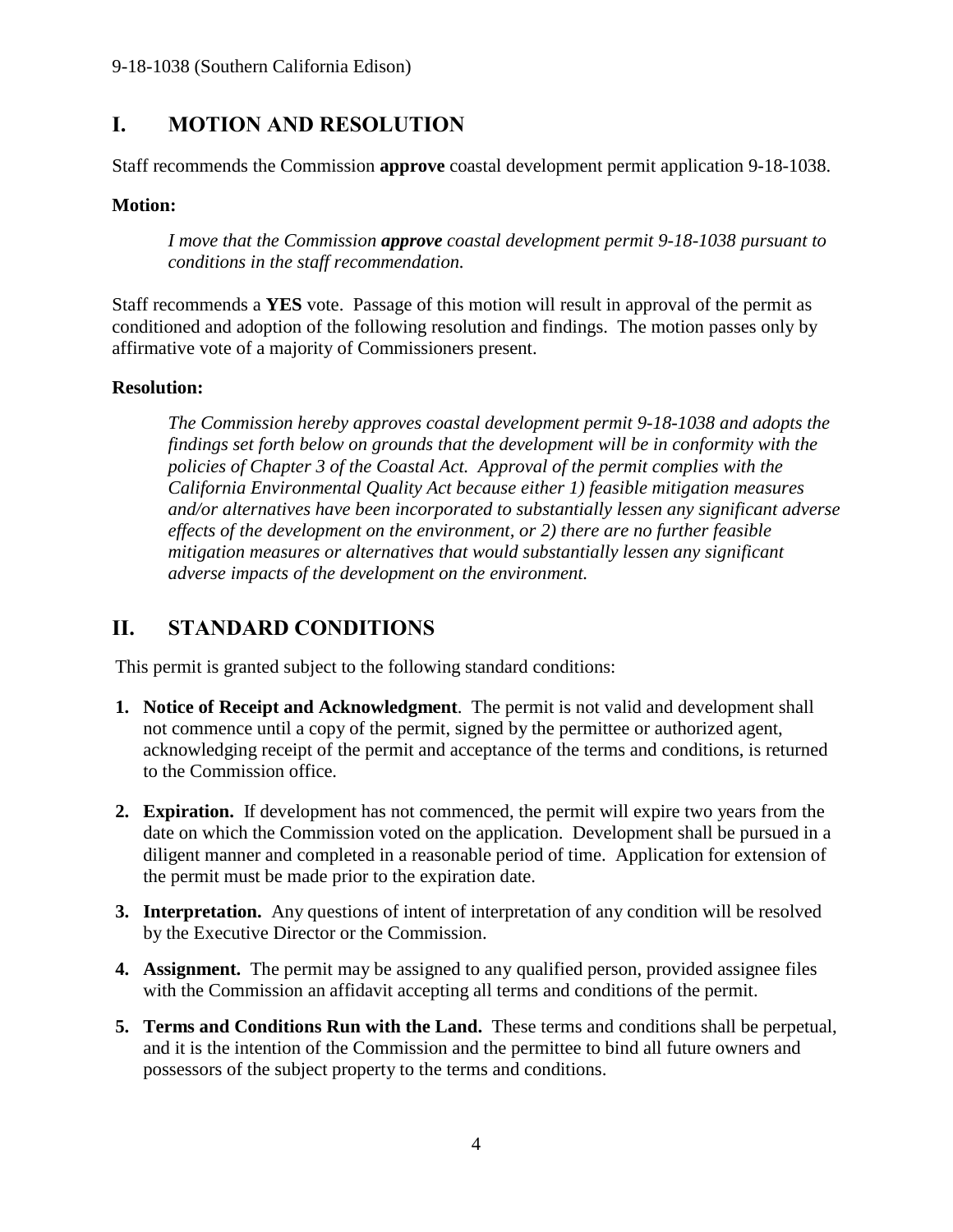## I. MOTION AND RESOLUTION

Staff recommends the Commission **approve** coastal development permit application 9-18-1038.

**Motion:**

> *I move that the Commission **approve** coastal development permit 9-18-1038 pursuant to conditions in the staff recommendation.*

Staff recommends a **YES** vote. Passage of this motion will result in approval of the permit as conditioned and adoption of the following resolution and findings. The motion passes only by affirmative vote of a majority of Commissioners present.

**Resolution:**

> *The Commission hereby approves coastal development permit 9-18-1038 and adopts the findings set forth below on grounds that the development will be in conformity with the policies of Chapter 3 of the Coastal Act. Approval of the permit complies with the California Environmental Quality Act because either 1) feasible mitigation measures and/or alternatives have been incorporated to substantially lessen any significant adverse effects of the development on the environment, or 2) there are no further feasible mitigation measures or alternatives that would substantially lessen any significant adverse impacts of the development on the environment.*

## II. STANDARD CONDITIONS

This permit is granted subject to the following standard conditions:

1. **Notice of Receipt and Acknowledgment**. The permit is not valid and development shall not commence until a copy of the permit, signed by the permittee or authorized agent, acknowledging receipt of the permit and acceptance of the terms and conditions, is returned to the Commission office.
2. **Expiration.** If development has not commenced, the permit will expire two years from the date on which the Commission voted on the application. Development shall be pursued in a diligent manner and completed in a reasonable period of time. Application for extension of the permit must be made prior to the expiration date.
3. **Interpretation.** Any questions of intent of interpretation of any condition will be resolved by the Executive Director or the Commission.
4. **Assignment.** The permit may be assigned to any qualified person, provided assignee files with the Commission an affidavit accepting all terms and conditions of the permit.
5. **Terms and Conditions Run with the Land.** These terms and conditions shall be perpetual, and it is the intention of the Commission and the permittee to bind all future owners and possessors of the subject property to the terms and conditions.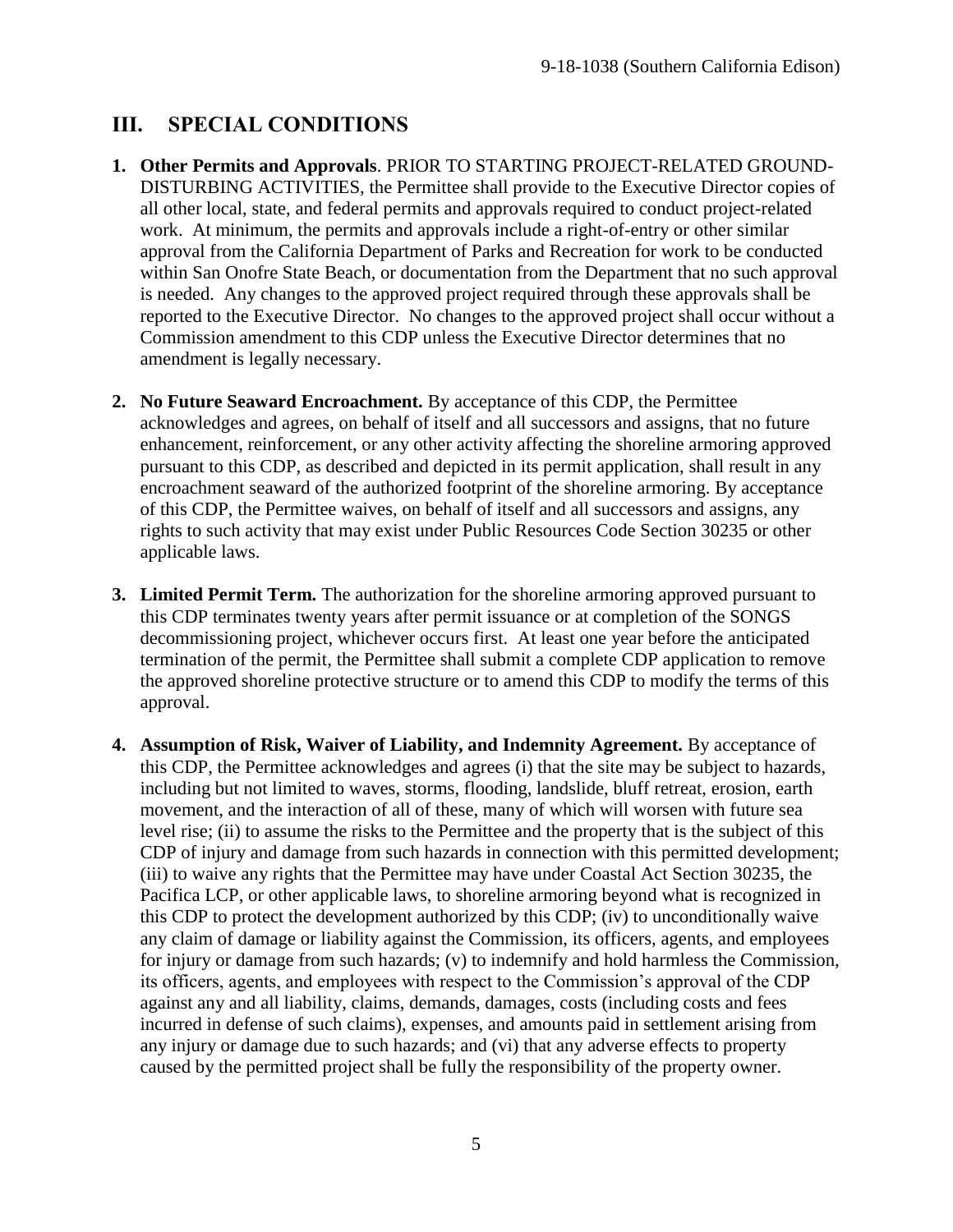## III. SPECIAL CONDITIONS

1. **Other Permits and Approvals**. PRIOR TO STARTING PROJECT-RELATED GROUND-DISTURBING ACTIVITIES, the Permittee shall provide to the Executive Director copies of all other local, state, and federal permits and approvals required to conduct project-related work. At minimum, the permits and approvals include a right-of-entry or other similar approval from the California Department of Parks and Recreation for work to be conducted within San Onofre State Beach, or documentation from the Department that no such approval is needed. Any changes to the approved project required through these approvals shall be reported to the Executive Director. No changes to the approved project shall occur without a Commission amendment to this CDP unless the Executive Director determines that no amendment is legally necessary.

2. **No Future Seaward Encroachment.** By acceptance of this CDP, the Permittee acknowledges and agrees, on behalf of itself and all successors and assigns, that no future enhancement, reinforcement, or any other activity affecting the shoreline armoring approved pursuant to this CDP, as described and depicted in its permit application, shall result in any encroachment seaward of the authorized footprint of the shoreline armoring. By acceptance of this CDP, the Permittee waives, on behalf of itself and all successors and assigns, any rights to such activity that may exist under Public Resources Code Section 30235 or other applicable laws.

3. **Limited Permit Term.** The authorization for the shoreline armoring approved pursuant to this CDP terminates twenty years after permit issuance or at completion of the SONGS decommissioning project, whichever occurs first. At least one year before the anticipated termination of the permit, the Permittee shall submit a complete CDP application to remove the approved shoreline protective structure or to amend this CDP to modify the terms of this approval.

4. **Assumption of Risk, Waiver of Liability, and Indemnity Agreement.** By acceptance of this CDP, the Permittee acknowledges and agrees (i) that the site may be subject to hazards, including but not limited to waves, storms, flooding, landslide, bluff retreat, erosion, earth movement, and the interaction of all of these, many of which will worsen with future sea level rise; (ii) to assume the risks to the Permittee and the property that is the subject of this CDP of injury and damage from such hazards in connection with this permitted development; (iii) to waive any rights that the Permittee may have under Coastal Act Section 30235, the Pacifica LCP, or other applicable laws, to shoreline armoring beyond what is recognized in this CDP to protect the development authorized by this CDP; (iv) to unconditionally waive any claim of damage or liability against the Commission, its officers, agents, and employees for injury or damage from such hazards; (v) to indemnify and hold harmless the Commission, its officers, agents, and employees with respect to the Commission's approval of the CDP against any and all liability, claims, demands, damages, costs (including costs and fees incurred in defense of such claims), expenses, and amounts paid in settlement arising from any injury or damage due to such hazards; and (vi) that any adverse effects to property caused by the permitted project shall be fully the responsibility of the property owner.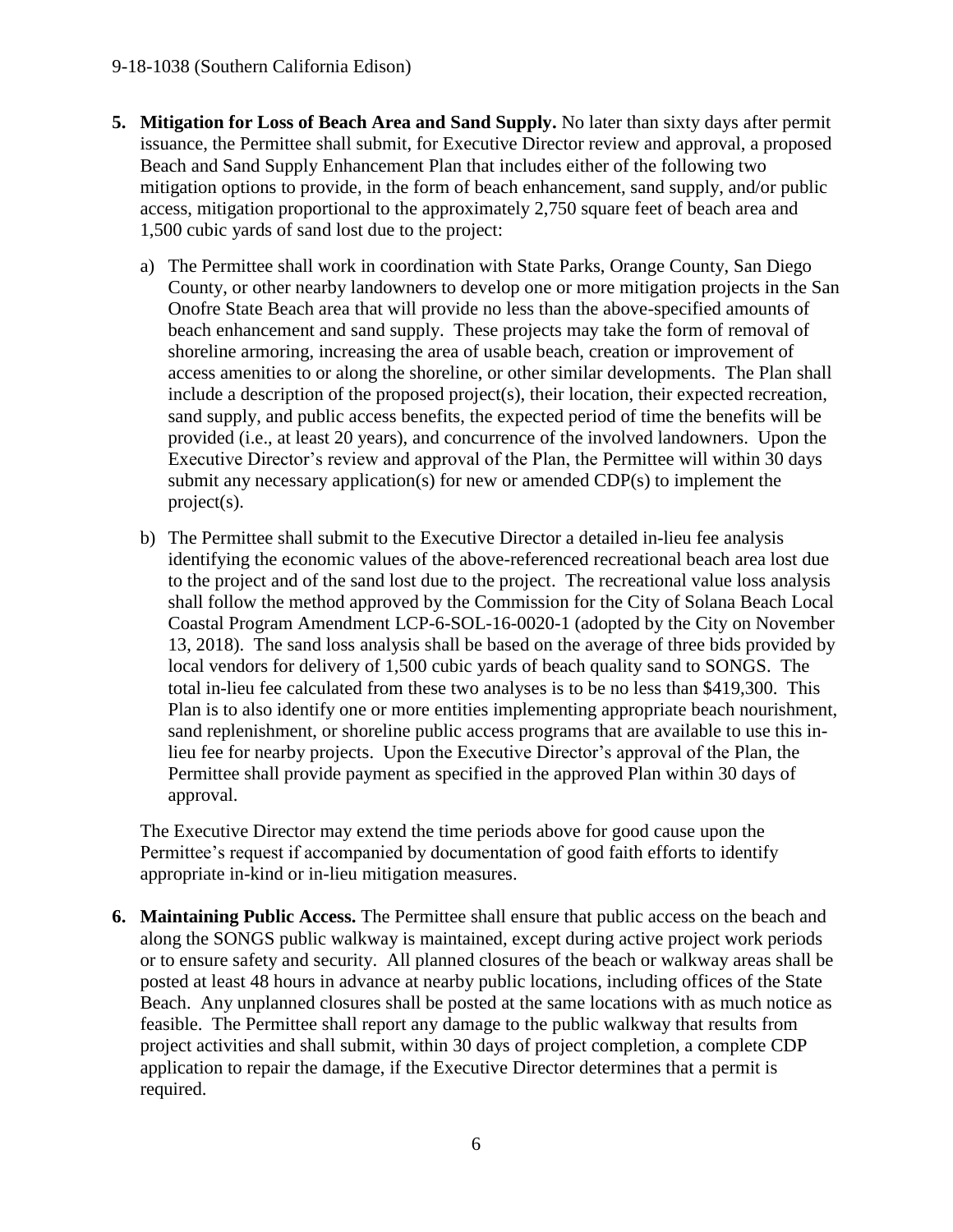5. **Mitigation for Loss of Beach Area and Sand Supply.** No later than sixty days after permit issuance, the Permittee shall submit, for Executive Director review and approval, a proposed Beach and Sand Supply Enhancement Plan that includes either of the following two mitigation options to provide, in the form of beach enhancement, sand supply, and/or public access, mitigation proportional to the approximately 2,750 square feet of beach area and 1,500 cubic yards of sand lost due to the project:

   a) The Permittee shall work in coordination with State Parks, Orange County, San Diego County, or other nearby landowners to develop one or more mitigation projects in the San Onofre State Beach area that will provide no less than the above-specified amounts of beach enhancement and sand supply. These projects may take the form of removal of shoreline armoring, increasing the area of usable beach, creation or improvement of access amenities to or along the shoreline, or other similar developments. The Plan shall include a description of the proposed project(s), their location, their expected recreation, sand supply, and public access benefits, the expected period of time the benefits will be provided (i.e., at least 20 years), and concurrence of the involved landowners. Upon the Executive Director's review and approval of the Plan, the Permittee will within 30 days submit any necessary application(s) for new or amended CDP(s) to implement the project(s).

   b) The Permittee shall submit to the Executive Director a detailed in-lieu fee analysis identifying the economic values of the above-referenced recreational beach area lost due to the project and of the sand lost due to the project. The recreational value loss analysis shall follow the method approved by the Commission for the City of Solana Beach Local Coastal Program Amendment LCP-6-SOL-16-0020-1 (adopted by the City on November 13, 2018). The sand loss analysis shall be based on the average of three bids provided by local vendors for delivery of 1,500 cubic yards of beach quality sand to SONGS. The total in-lieu fee calculated from these two analyses is to be no less than $419,300. This Plan is to also identify one or more entities implementing appropriate beach nourishment, sand replenishment, or shoreline public access programs that are available to use this in-lieu fee for nearby projects. Upon the Executive Director's approval of the Plan, the Permittee shall provide payment as specified in the approved Plan within 30 days of approval.

   The Executive Director may extend the time periods above for good cause upon the Permittee's request if accompanied by documentation of good faith efforts to identify appropriate in-kind or in-lieu mitigation measures.

6. **Maintaining Public Access.** The Permittee shall ensure that public access on the beach and along the SONGS public walkway is maintained, except during active project work periods or to ensure safety and security. All planned closures of the beach or walkway areas shall be posted at least 48 hours in advance at nearby public locations, including offices of the State Beach. Any unplanned closures shall be posted at the same locations with as much notice as feasible. The Permittee shall report any damage to the public walkway that results from project activities and shall submit, within 30 days of project completion, a complete CDP application to repair the damage, if the Executive Director determines that a permit is required.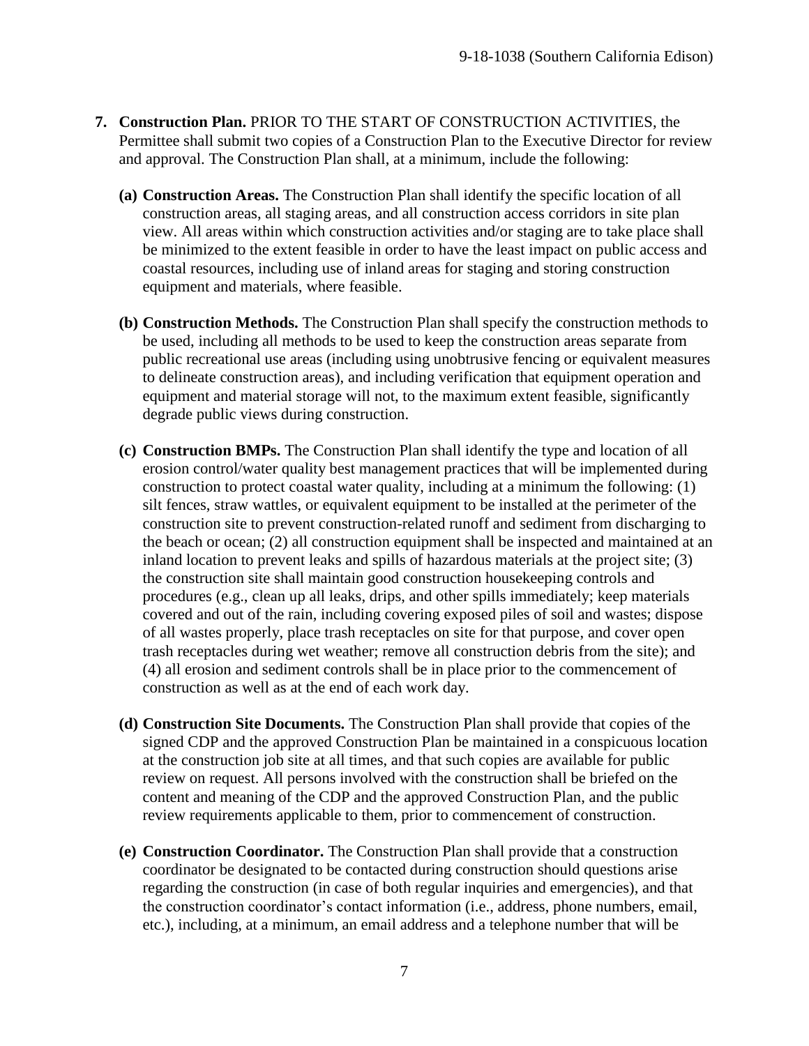7. **Construction Plan.** PRIOR TO THE START OF CONSTRUCTION ACTIVITIES, the Permittee shall submit two copies of a Construction Plan to the Executive Director for review and approval. The Construction Plan shall, at a minimum, include the following:

   **(a) Construction Areas.** The Construction Plan shall identify the specific location of all construction areas, all staging areas, and all construction access corridors in site plan view. All areas within which construction activities and/or staging are to take place shall be minimized to the extent feasible in order to have the least impact on public access and coastal resources, including use of inland areas for staging and storing construction equipment and materials, where feasible.

   **(b) Construction Methods.** The Construction Plan shall specify the construction methods to be used, including all methods to be used to keep the construction areas separate from public recreational use areas (including using unobtrusive fencing or equivalent measures to delineate construction areas), and including verification that equipment operation and equipment and material storage will not, to the maximum extent feasible, significantly degrade public views during construction.

   **(c) Construction BMPs.** The Construction Plan shall identify the type and location of all erosion control/water quality best management practices that will be implemented during construction to protect coastal water quality, including at a minimum the following: (1) silt fences, straw wattles, or equivalent equipment to be installed at the perimeter of the construction site to prevent construction-related runoff and sediment from discharging to the beach or ocean; (2) all construction equipment shall be inspected and maintained at an inland location to prevent leaks and spills of hazardous materials at the project site; (3) the construction site shall maintain good construction housekeeping controls and procedures (e.g., clean up all leaks, drips, and other spills immediately; keep materials covered and out of the rain, including covering exposed piles of soil and wastes; dispose of all wastes properly, place trash receptacles on site for that purpose, and cover open trash receptacles during wet weather; remove all construction debris from the site); and (4) all erosion and sediment controls shall be in place prior to the commencement of construction as well as at the end of each work day.

   **(d) Construction Site Documents.** The Construction Plan shall provide that copies of the signed CDP and the approved Construction Plan be maintained in a conspicuous location at the construction job site at all times, and that such copies are available for public review on request. All persons involved with the construction shall be briefed on the content and meaning of the CDP and the approved Construction Plan, and the public review requirements applicable to them, prior to commencement of construction.

   **(e) Construction Coordinator.** The Construction Plan shall provide that a construction coordinator be designated to be contacted during construction should questions arise regarding the construction (in case of both regular inquiries and emergencies), and that the construction coordinator's contact information (i.e., address, phone numbers, email, etc.), including, at a minimum, an email address and a telephone number that will be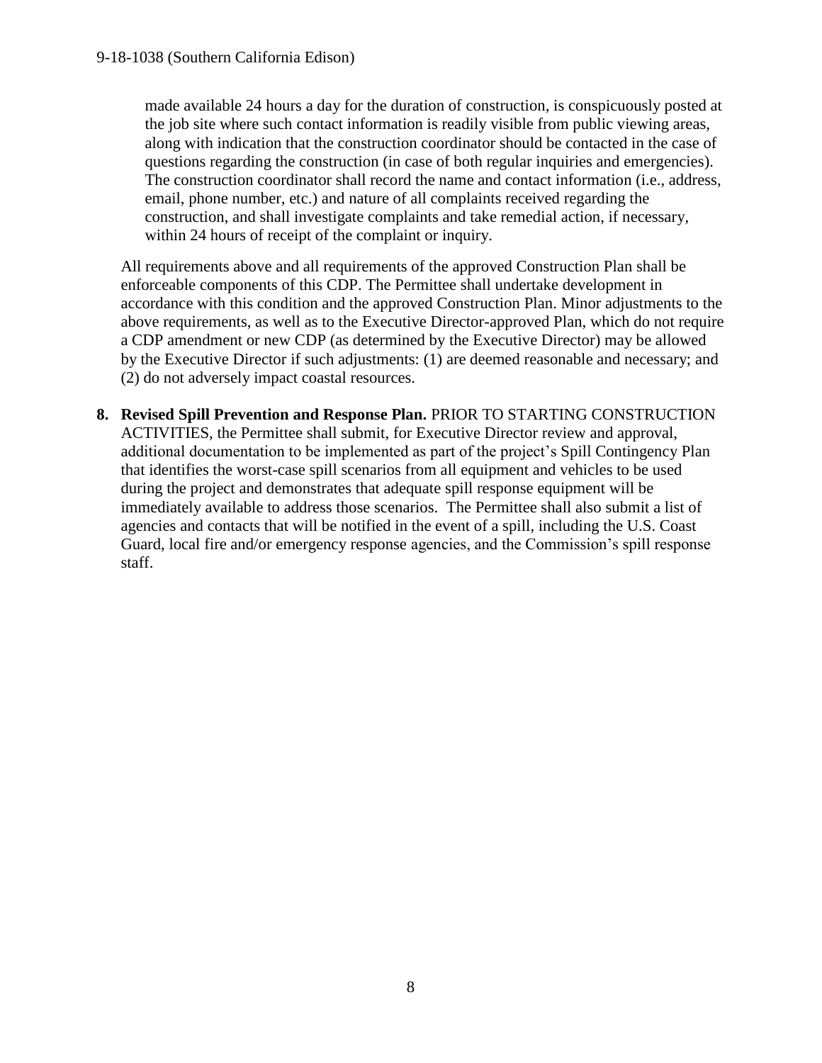made available 24 hours a day for the duration of construction, is conspicuously posted at the job site where such contact information is readily visible from public viewing areas, along with indication that the construction coordinator should be contacted in the case of questions regarding the construction (in case of both regular inquiries and emergencies). The construction coordinator shall record the name and contact information (i.e., address, email, phone number, etc.) and nature of all complaints received regarding the construction, and shall investigate complaints and take remedial action, if necessary, within 24 hours of receipt of the complaint or inquiry.

All requirements above and all requirements of the approved Construction Plan shall be enforceable components of this CDP. The Permittee shall undertake development in accordance with this condition and the approved Construction Plan. Minor adjustments to the above requirements, as well as to the Executive Director-approved Plan, which do not require a CDP amendment or new CDP (as determined by the Executive Director) may be allowed by the Executive Director if such adjustments: (1) are deemed reasonable and necessary; and (2) do not adversely impact coastal resources.

8. **Revised Spill Prevention and Response Plan.** PRIOR TO STARTING CONSTRUCTION ACTIVITIES, the Permittee shall submit, for Executive Director review and approval, additional documentation to be implemented as part of the project's Spill Contingency Plan that identifies the worst-case spill scenarios from all equipment and vehicles to be used during the project and demonstrates that adequate spill response equipment will be immediately available to address those scenarios. The Permittee shall also submit a list of agencies and contacts that will be notified in the event of a spill, including the U.S. Coast Guard, local fire and/or emergency response agencies, and the Commission's spill response staff.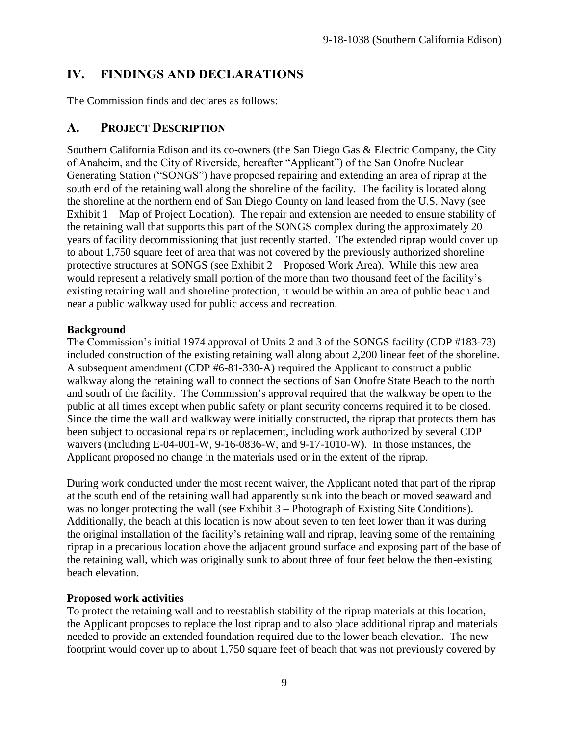# IV. FINDINGS AND DECLARATIONS

The Commission finds and declares as follows:

## A. PROJECT DESCRIPTION

Southern California Edison and its co-owners (the San Diego Gas & Electric Company, the City of Anaheim, and the City of Riverside, hereafter "Applicant") of the San Onofre Nuclear Generating Station ("SONGS") have proposed repairing and extending an area of riprap at the south end of the retaining wall along the shoreline of the facility. The facility is located along the shoreline at the northern end of San Diego County on land leased from the U.S. Navy (see Exhibit 1 – Map of Project Location). The repair and extension are needed to ensure stability of the retaining wall that supports this part of the SONGS complex during the approximately 20 years of facility decommissioning that just recently started. The extended riprap would cover up to about 1,750 square feet of area that was not covered by the previously authorized shoreline protective structures at SONGS (see Exhibit 2 – Proposed Work Area). While this new area would represent a relatively small portion of the more than two thousand feet of the facility's existing retaining wall and shoreline protection, it would be within an area of public beach and near a public walkway used for public access and recreation.

**Background**

The Commission's initial 1974 approval of Units 2 and 3 of the SONGS facility (CDP #183-73) included construction of the existing retaining wall along about 2,200 linear feet of the shoreline. A subsequent amendment (CDP #6-81-330-A) required the Applicant to construct a public walkway along the retaining wall to connect the sections of San Onofre State Beach to the north and south of the facility. The Commission's approval required that the walkway be open to the public at all times except when public safety or plant security concerns required it to be closed. Since the time the wall and walkway were initially constructed, the riprap that protects them has been subject to occasional repairs or replacement, including work authorized by several CDP waivers (including E-04-001-W, 9-16-0836-W, and 9-17-1010-W). In those instances, the Applicant proposed no change in the materials used or in the extent of the riprap.

During work conducted under the most recent waiver, the Applicant noted that part of the riprap at the south end of the retaining wall had apparently sunk into the beach or moved seaward and was no longer protecting the wall (see Exhibit 3 – Photograph of Existing Site Conditions). Additionally, the beach at this location is now about seven to ten feet lower than it was during the original installation of the facility's retaining wall and riprap, leaving some of the remaining riprap in a precarious location above the adjacent ground surface and exposing part of the base of the retaining wall, which was originally sunk to about three of four feet below the then-existing beach elevation.

**Proposed work activities**

To protect the retaining wall and to reestablish stability of the riprap materials at this location, the Applicant proposes to replace the lost riprap and to also place additional riprap and materials needed to provide an extended foundation required due to the lower beach elevation. The new footprint would cover up to about 1,750 square feet of beach that was not previously covered by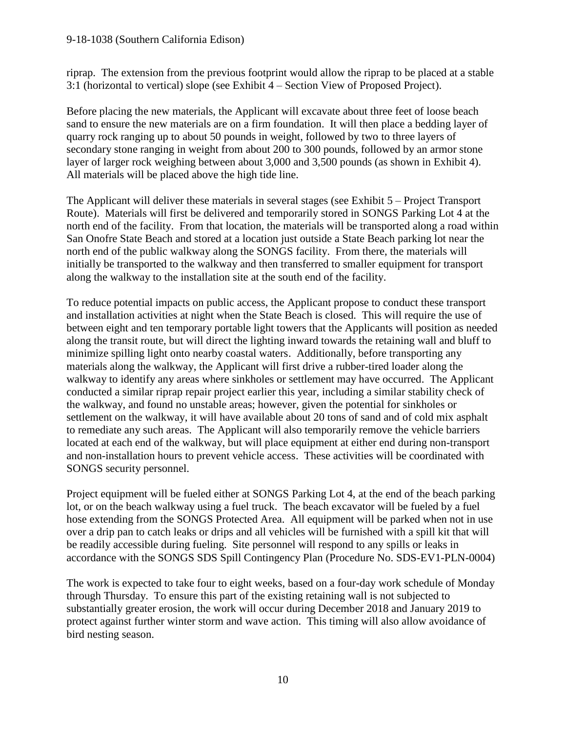riprap. The extension from the previous footprint would allow the riprap to be placed at a stable 3:1 (horizontal to vertical) slope (see Exhibit 4 – Section View of Proposed Project).

Before placing the new materials, the Applicant will excavate about three feet of loose beach sand to ensure the new materials are on a firm foundation. It will then place a bedding layer of quarry rock ranging up to about 50 pounds in weight, followed by two to three layers of secondary stone ranging in weight from about 200 to 300 pounds, followed by an armor stone layer of larger rock weighing between about 3,000 and 3,500 pounds (as shown in Exhibit 4). All materials will be placed above the high tide line.

The Applicant will deliver these materials in several stages (see Exhibit 5 – Project Transport Route). Materials will first be delivered and temporarily stored in SONGS Parking Lot 4 at the north end of the facility. From that location, the materials will be transported along a road within San Onofre State Beach and stored at a location just outside a State Beach parking lot near the north end of the public walkway along the SONGS facility. From there, the materials will initially be transported to the walkway and then transferred to smaller equipment for transport along the walkway to the installation site at the south end of the facility.

To reduce potential impacts on public access, the Applicant propose to conduct these transport and installation activities at night when the State Beach is closed. This will require the use of between eight and ten temporary portable light towers that the Applicants will position as needed along the transit route, but will direct the lighting inward towards the retaining wall and bluff to minimize spilling light onto nearby coastal waters. Additionally, before transporting any materials along the walkway, the Applicant will first drive a rubber-tired loader along the walkway to identify any areas where sinkholes or settlement may have occurred. The Applicant conducted a similar riprap repair project earlier this year, including a similar stability check of the walkway, and found no unstable areas; however, given the potential for sinkholes or settlement on the walkway, it will have available about 20 tons of sand and of cold mix asphalt to remediate any such areas. The Applicant will also temporarily remove the vehicle barriers located at each end of the walkway, but will place equipment at either end during non-transport and non-installation hours to prevent vehicle access. These activities will be coordinated with SONGS security personnel.

Project equipment will be fueled either at SONGS Parking Lot 4, at the end of the beach parking lot, or on the beach walkway using a fuel truck. The beach excavator will be fueled by a fuel hose extending from the SONGS Protected Area. All equipment will be parked when not in use over a drip pan to catch leaks or drips and all vehicles will be furnished with a spill kit that will be readily accessible during fueling. Site personnel will respond to any spills or leaks in accordance with the SONGS SDS Spill Contingency Plan (Procedure No. SDS-EV1-PLN-0004)

The work is expected to take four to eight weeks, based on a four-day work schedule of Monday through Thursday. To ensure this part of the existing retaining wall is not subjected to substantially greater erosion, the work will occur during December 2018 and January 2019 to protect against further winter storm and wave action. This timing will also allow avoidance of bird nesting season.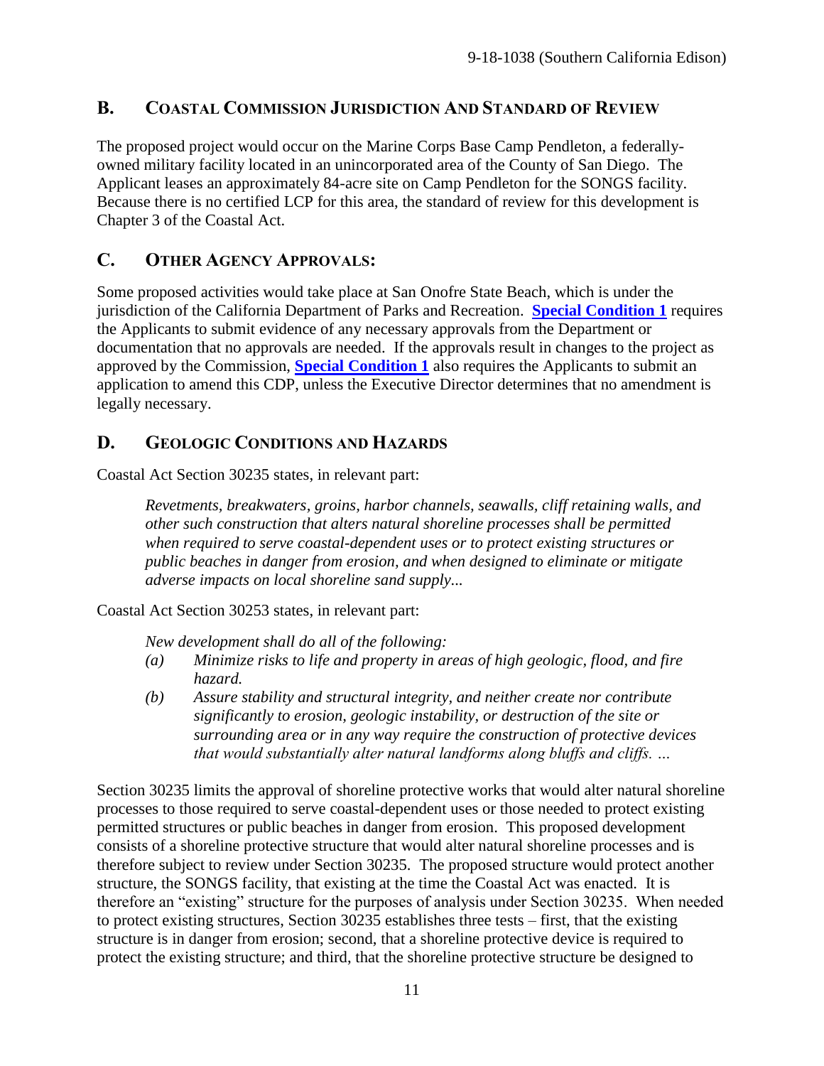## B. Coastal Commission Jurisdiction And Standard of Review

The proposed project would occur on the Marine Corps Base Camp Pendleton, a federally-owned military facility located in an unincorporated area of the County of San Diego. The Applicant leases an approximately 84-acre site on Camp Pendleton for the SONGS facility. Because there is no certified LCP for this area, the standard of review for this development is Chapter 3 of the Coastal Act.

## C. Other Agency Approvals:

Some proposed activities would take place at San Onofre State Beach, which is under the jurisdiction of the California Department of Parks and Recreation. **Special Condition 1** requires the Applicants to submit evidence of any necessary approvals from the Department or documentation that no approvals are needed. If the approvals result in changes to the project as approved by the Commission, **Special Condition 1** also requires the Applicants to submit an application to amend this CDP, unless the Executive Director determines that no amendment is legally necessary.

## D. Geologic Conditions and Hazards

Coastal Act Section 30235 states, in relevant part:

> *Revetments, breakwaters, groins, harbor channels, seawalls, cliff retaining walls, and other such construction that alters natural shoreline processes shall be permitted when required to serve coastal-dependent uses or to protect existing structures or public beaches in danger from erosion, and when designed to eliminate or mitigate adverse impacts on local shoreline sand supply...*

Coastal Act Section 30253 states, in relevant part:

> *New development shall do all of the following:*
>
> *(a) Minimize risks to life and property in areas of high geologic, flood, and fire hazard.*
>
> *(b) Assure stability and structural integrity, and neither create nor contribute significantly to erosion, geologic instability, or destruction of the site or surrounding area or in any way require the construction of protective devices that would substantially alter natural landforms along bluffs and cliffs. ...*

Section 30235 limits the approval of shoreline protective works that would alter natural shoreline processes to those required to serve coastal-dependent uses or those needed to protect existing permitted structures or public beaches in danger from erosion. This proposed development consists of a shoreline protective structure that would alter natural shoreline processes and is therefore subject to review under Section 30235. The proposed structure would protect another structure, the SONGS facility, that existing at the time the Coastal Act was enacted. It is therefore an "existing" structure for the purposes of analysis under Section 30235. When needed to protect existing structures, Section 30235 establishes three tests – first, that the existing structure is in danger from erosion; second, that a shoreline protective device is required to protect the existing structure; and third, that the shoreline protective structure be designed to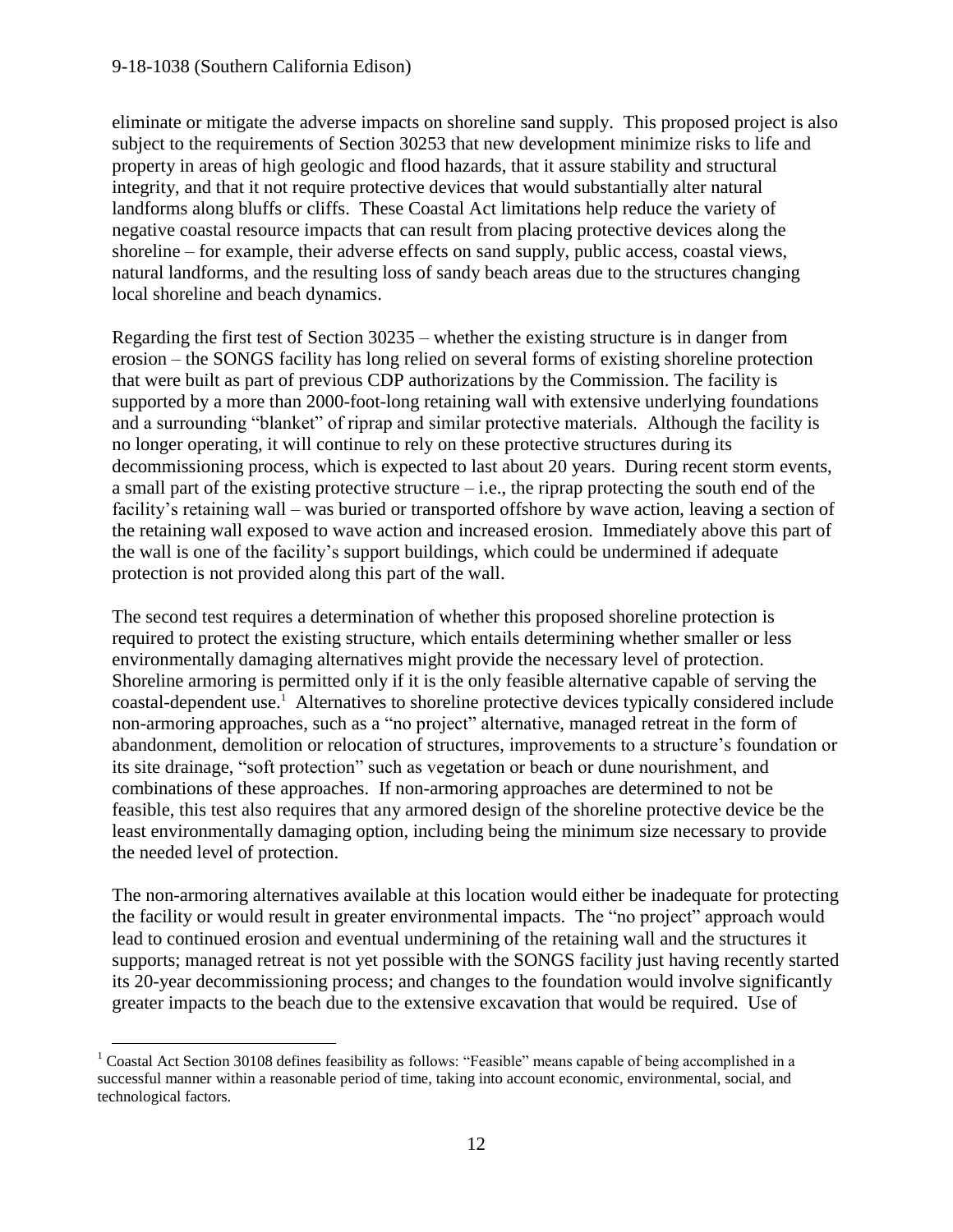eliminate or mitigate the adverse impacts on shoreline sand supply. This proposed project is also subject to the requirements of Section 30253 that new development minimize risks to life and property in areas of high geologic and flood hazards, that it assure stability and structural integrity, and that it not require protective devices that would substantially alter natural landforms along bluffs or cliffs. These Coastal Act limitations help reduce the variety of negative coastal resource impacts that can result from placing protective devices along the shoreline – for example, their adverse effects on sand supply, public access, coastal views, natural landforms, and the resulting loss of sandy beach areas due to the structures changing local shoreline and beach dynamics.

Regarding the first test of Section 30235 – whether the existing structure is in danger from erosion – the SONGS facility has long relied on several forms of existing shoreline protection that were built as part of previous CDP authorizations by the Commission. The facility is supported by a more than 2000-foot-long retaining wall with extensive underlying foundations and a surrounding "blanket" of riprap and similar protective materials. Although the facility is no longer operating, it will continue to rely on these protective structures during its decommissioning process, which is expected to last about 20 years. During recent storm events, a small part of the existing protective structure – i.e., the riprap protecting the south end of the facility's retaining wall – was buried or transported offshore by wave action, leaving a section of the retaining wall exposed to wave action and increased erosion. Immediately above this part of the wall is one of the facility's support buildings, which could be undermined if adequate protection is not provided along this part of the wall.

The second test requires a determination of whether this proposed shoreline protection is required to protect the existing structure, which entails determining whether smaller or less environmentally damaging alternatives might provide the necessary level of protection. Shoreline armoring is permitted only if it is the only feasible alternative capable of serving the coastal-dependent use.[1] Alternatives to shoreline protective devices typically considered include non-armoring approaches, such as a "no project" alternative, managed retreat in the form of abandonment, demolition or relocation of structures, improvements to a structure's foundation or its site drainage, "soft protection" such as vegetation or beach or dune nourishment, and combinations of these approaches. If non-armoring approaches are determined to not be feasible, this test also requires that any armored design of the shoreline protective device be the least environmentally damaging option, including being the minimum size necessary to provide the needed level of protection.

The non-armoring alternatives available at this location would either be inadequate for protecting the facility or would result in greater environmental impacts. The "no project" approach would lead to continued erosion and eventual undermining of the retaining wall and the structures it supports; managed retreat is not yet possible with the SONGS facility just having recently started its 20-year decommissioning process; and changes to the foundation would involve significantly greater impacts to the beach due to the extensive excavation that would be required. Use of

[1] Coastal Act Section 30108 defines feasibility as follows: "Feasible" means capable of being accomplished in a successful manner within a reasonable period of time, taking into account economic, environmental, social, and technological factors.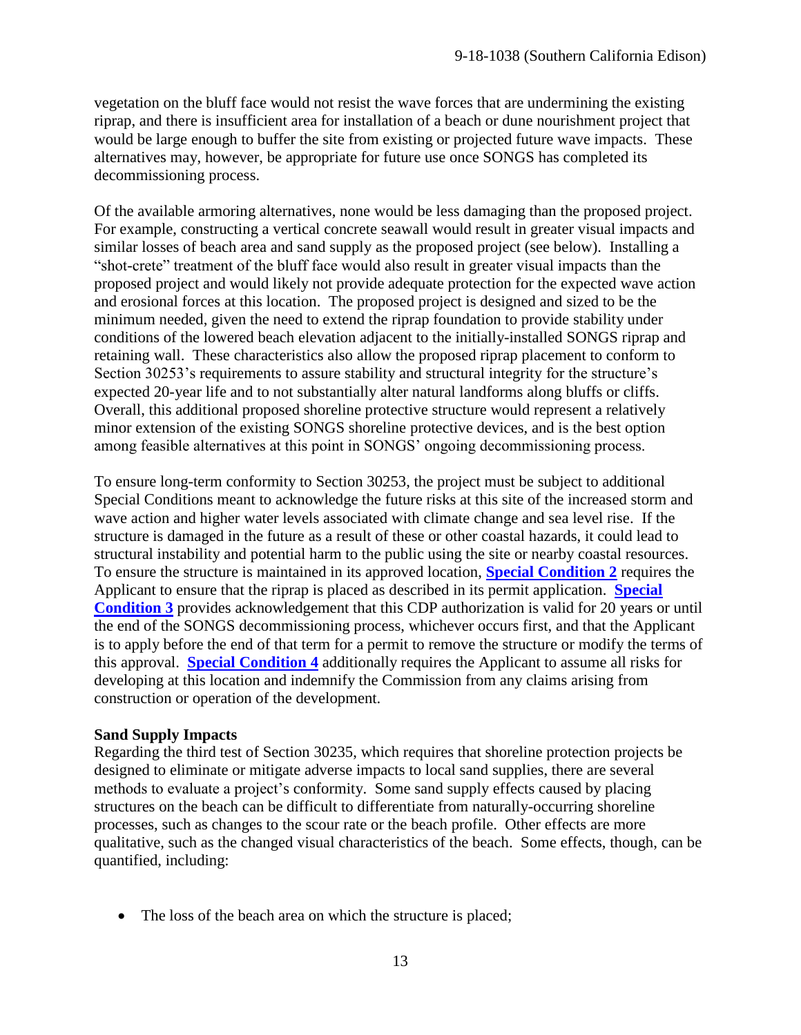vegetation on the bluff face would not resist the wave forces that are undermining the existing riprap, and there is insufficient area for installation of a beach or dune nourishment project that would be large enough to buffer the site from existing or projected future wave impacts. These alternatives may, however, be appropriate for future use once SONGS has completed its decommissioning process.

Of the available armoring alternatives, none would be less damaging than the proposed project. For example, constructing a vertical concrete seawall would result in greater visual impacts and similar losses of beach area and sand supply as the proposed project (see below). Installing a "shot-crete" treatment of the bluff face would also result in greater visual impacts than the proposed project and would likely not provide adequate protection for the expected wave action and erosional forces at this location. The proposed project is designed and sized to be the minimum needed, given the need to extend the riprap foundation to provide stability under conditions of the lowered beach elevation adjacent to the initially-installed SONGS riprap and retaining wall. These characteristics also allow the proposed riprap placement to conform to Section 30253's requirements to assure stability and structural integrity for the structure's expected 20-year life and to not substantially alter natural landforms along bluffs or cliffs. Overall, this additional proposed shoreline protective structure would represent a relatively minor extension of the existing SONGS shoreline protective devices, and is the best option among feasible alternatives at this point in SONGS' ongoing decommissioning process.

To ensure long-term conformity to Section 30253, the project must be subject to additional Special Conditions meant to acknowledge the future risks at this site of the increased storm and wave action and higher water levels associated with climate change and sea level rise. If the structure is damaged in the future as a result of these or other coastal hazards, it could lead to structural instability and potential harm to the public using the site or nearby coastal resources. To ensure the structure is maintained in its approved location, **Special Condition 2** requires the Applicant to ensure that the riprap is placed as described in its permit application. **Special Condition 3** provides acknowledgement that this CDP authorization is valid for 20 years or until the end of the SONGS decommissioning process, whichever occurs first, and that the Applicant is to apply before the end of that term for a permit to remove the structure or modify the terms of this approval. **Special Condition 4** additionally requires the Applicant to assume all risks for developing at this location and indemnify the Commission from any claims arising from construction or operation of the development.

**Sand Supply Impacts**

Regarding the third test of Section 30235, which requires that shoreline protection projects be designed to eliminate or mitigate adverse impacts to local sand supplies, there are several methods to evaluate a project's conformity. Some sand supply effects caused by placing structures on the beach can be difficult to differentiate from naturally-occurring shoreline processes, such as changes to the scour rate or the beach profile. Other effects are more qualitative, such as the changed visual characteristics of the beach. Some effects, though, can be quantified, including:

- The loss of the beach area on which the structure is placed;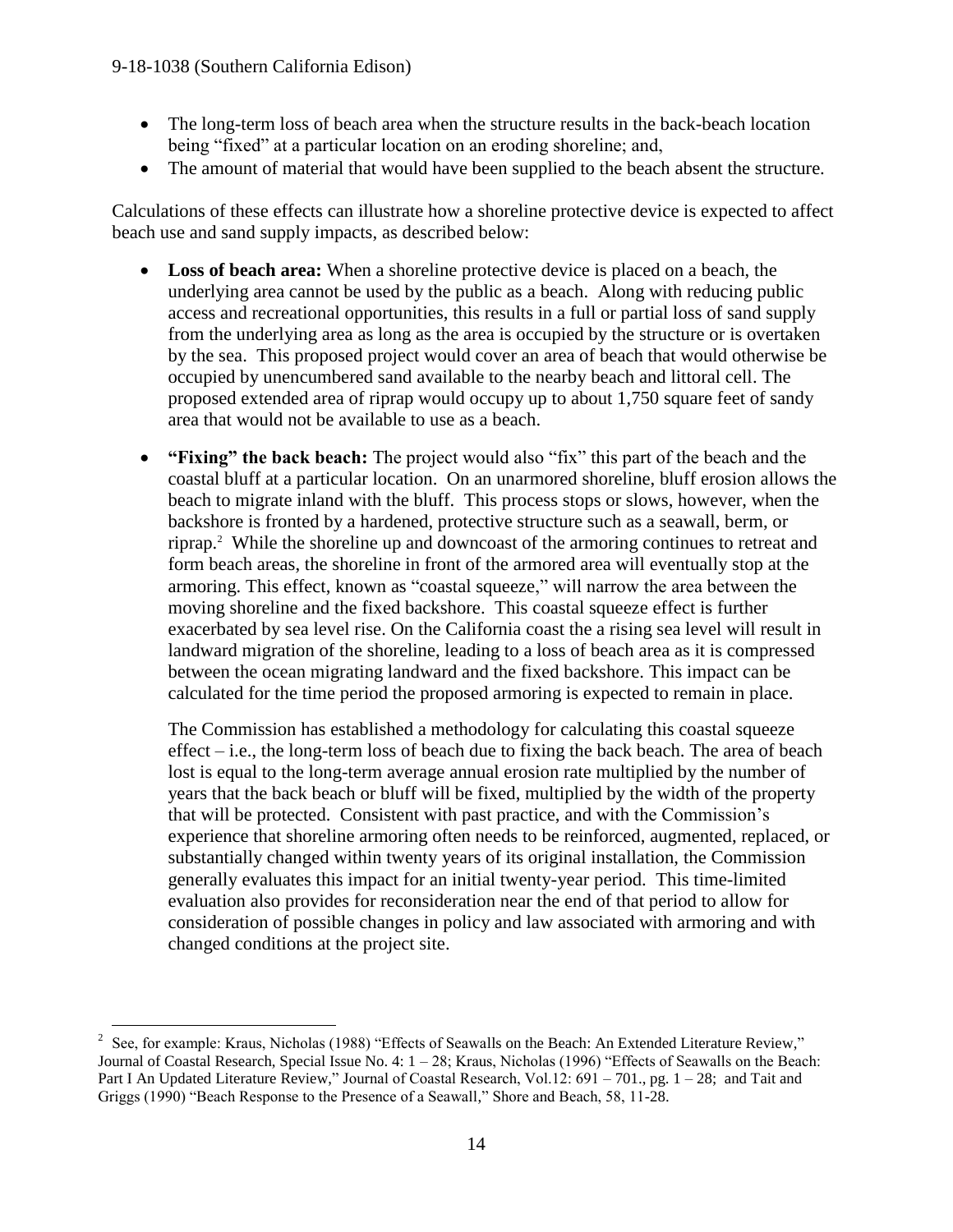- The long-term loss of beach area when the structure results in the back-beach location being "fixed" at a particular location on an eroding shoreline; and,
- The amount of material that would have been supplied to the beach absent the structure.

Calculations of these effects can illustrate how a shoreline protective device is expected to affect beach use and sand supply impacts, as described below:

- **Loss of beach area:** When a shoreline protective device is placed on a beach, the underlying area cannot be used by the public as a beach. Along with reducing public access and recreational opportunities, this results in a full or partial loss of sand supply from the underlying area as long as the area is occupied by the structure or is overtaken by the sea. This proposed project would cover an area of beach that would otherwise be occupied by unencumbered sand available to the nearby beach and littoral cell. The proposed extended area of riprap would occupy up to about 1,750 square feet of sandy area that would not be available to use as a beach.
- **"Fixing" the back beach:** The project would also "fix" this part of the beach and the coastal bluff at a particular location. On an unarmored shoreline, bluff erosion allows the beach to migrate inland with the bluff. This process stops or slows, however, when the backshore is fronted by a hardened, protective structure such as a seawall, berm, or riprap.[2] While the shoreline up and downcoast of the armoring continues to retreat and form beach areas, the shoreline in front of the armored area will eventually stop at the armoring. This effect, known as "coastal squeeze," will narrow the area between the moving shoreline and the fixed backshore. This coastal squeeze effect is further exacerbated by sea level rise. On the California coast the a rising sea level will result in landward migration of the shoreline, leading to a loss of beach area as it is compressed between the ocean migrating landward and the fixed backshore. This impact can be calculated for the time period the proposed armoring is expected to remain in place.

  The Commission has established a methodology for calculating this coastal squeeze effect – i.e., the long-term loss of beach due to fixing the back beach. The area of beach lost is equal to the long-term average annual erosion rate multiplied by the number of years that the back beach or bluff will be fixed, multiplied by the width of the property that will be protected. Consistent with past practice, and with the Commission's experience that shoreline armoring often needs to be reinforced, augmented, replaced, or substantially changed within twenty years of its original installation, the Commission generally evaluates this impact for an initial twenty-year period. This time-limited evaluation also provides for reconsideration near the end of that period to allow for consideration of possible changes in policy and law associated with armoring and with changed conditions at the project site.

[2] See, for example: Kraus, Nicholas (1988) "Effects of Seawalls on the Beach: An Extended Literature Review," Journal of Coastal Research, Special Issue No. 4: 1 – 28; Kraus, Nicholas (1996) "Effects of Seawalls on the Beach: Part I An Updated Literature Review," Journal of Coastal Research, Vol.12: 691 – 701., pg. 1 – 28; and Tait and Griggs (1990) "Beach Response to the Presence of a Seawall," Shore and Beach, 58, 11-28.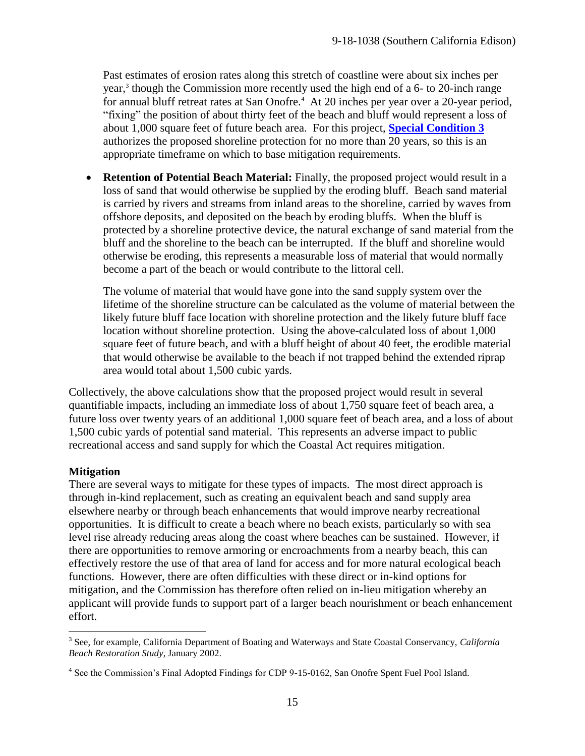Past estimates of erosion rates along this stretch of coastline were about six inches per year,[3] though the Commission more recently used the high end of a 6- to 20-inch range for annual bluff retreat rates at San Onofre.[4] At 20 inches per year over a 20-year period, "fixing" the position of about thirty feet of the beach and bluff would represent a loss of about 1,000 square feet of future beach area. For this project, **Special Condition 3** authorizes the proposed shoreline protection for no more than 20 years, so this is an appropriate timeframe on which to base mitigation requirements.

- **Retention of Potential Beach Material:** Finally, the proposed project would result in a loss of sand that would otherwise be supplied by the eroding bluff. Beach sand material is carried by rivers and streams from inland areas to the shoreline, carried by waves from offshore deposits, and deposited on the beach by eroding bluffs. When the bluff is protected by a shoreline protective device, the natural exchange of sand material from the bluff and the shoreline to the beach can be interrupted. If the bluff and shoreline would otherwise be eroding, this represents a measurable loss of material that would normally become a part of the beach or would contribute to the littoral cell.

  The volume of material that would have gone into the sand supply system over the lifetime of the shoreline structure can be calculated as the volume of material between the likely future bluff face location with shoreline protection and the likely future bluff face location without shoreline protection. Using the above-calculated loss of about 1,000 square feet of future beach, and with a bluff height of about 40 feet, the erodible material that would otherwise be available to the beach if not trapped behind the extended riprap area would total about 1,500 cubic yards.

Collectively, the above calculations show that the proposed project would result in several quantifiable impacts, including an immediate loss of about 1,750 square feet of beach area, a future loss over twenty years of an additional 1,000 square feet of beach area, and a loss of about 1,500 cubic yards of potential sand material. This represents an adverse impact to public recreational access and sand supply for which the Coastal Act requires mitigation.

**Mitigation**

There are several ways to mitigate for these types of impacts. The most direct approach is through in-kind replacement, such as creating an equivalent beach and sand supply area elsewhere nearby or through beach enhancements that would improve nearby recreational opportunities. It is difficult to create a beach where no beach exists, particularly so with sea level rise already reducing areas along the coast where beaches can be sustained. However, if there are opportunities to remove armoring or encroachments from a nearby beach, this can effectively restore the use of that area of land for access and for more natural ecological beach functions. However, there are often difficulties with these direct or in-kind options for mitigation, and the Commission has therefore often relied on in-lieu mitigation whereby an applicant will provide funds to support part of a larger beach nourishment or beach enhancement effort.

---

[3] See, for example, California Department of Boating and Waterways and State Coastal Conservancy, *California Beach Restoration Study*, January 2002.

[4] See the Commission's Final Adopted Findings for CDP 9-15-0162, San Onofre Spent Fuel Pool Island.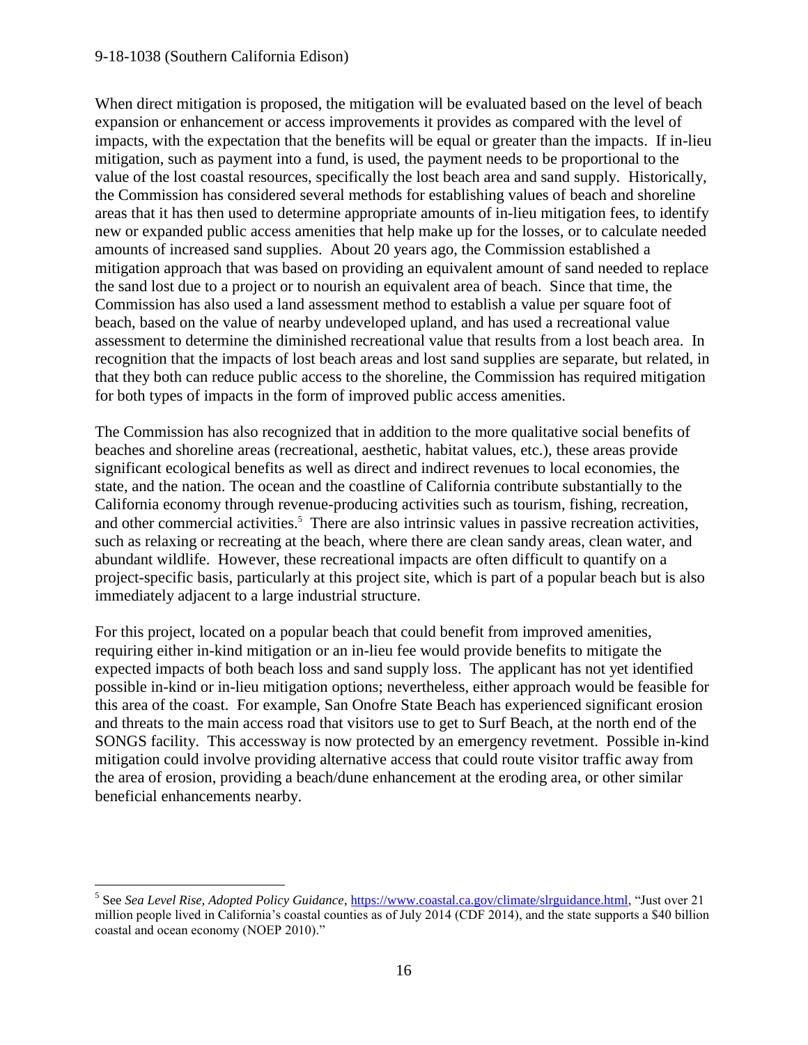When direct mitigation is proposed, the mitigation will be evaluated based on the level of beach expansion or enhancement or access improvements it provides as compared with the level of impacts, with the expectation that the benefits will be equal or greater than the impacts. If in-lieu mitigation, such as payment into a fund, is used, the payment needs to be proportional to the value of the lost coastal resources, specifically the lost beach area and sand supply. Historically, the Commission has considered several methods for establishing values of beach and shoreline areas that it has then used to determine appropriate amounts of in-lieu mitigation fees, to identify new or expanded public access amenities that help make up for the losses, or to calculate needed amounts of increased sand supplies. About 20 years ago, the Commission established a mitigation approach that was based on providing an equivalent amount of sand needed to replace the sand lost due to a project or to nourish an equivalent area of beach. Since that time, the Commission has also used a land assessment method to establish a value per square foot of beach, based on the value of nearby undeveloped upland, and has used a recreational value assessment to determine the diminished recreational value that results from a lost beach area. In recognition that the impacts of lost beach areas and lost sand supplies are separate, but related, in that they both can reduce public access to the shoreline, the Commission has required mitigation for both types of impacts in the form of improved public access amenities.

The Commission has also recognized that in addition to the more qualitative social benefits of beaches and shoreline areas (recreational, aesthetic, habitat values, etc.), these areas provide significant ecological benefits as well as direct and indirect revenues to local economies, the state, and the nation. The ocean and the coastline of California contribute substantially to the California economy through revenue-producing activities such as tourism, fishing, recreation, and other commercial activities.[5] There are also intrinsic values in passive recreation activities, such as relaxing or recreating at the beach, where there are clean sandy areas, clean water, and abundant wildlife. However, these recreational impacts are often difficult to quantify on a project-specific basis, particularly at this project site, which is part of a popular beach but is also immediately adjacent to a large industrial structure.

For this project, located on a popular beach that could benefit from improved amenities, requiring either in-kind mitigation or an in-lieu fee would provide benefits to mitigate the expected impacts of both beach loss and sand supply loss. The applicant has not yet identified possible in-kind or in-lieu mitigation options; nevertheless, either approach would be feasible for this area of the coast. For example, San Onofre State Beach has experienced significant erosion and threats to the main access road that visitors use to get to Surf Beach, at the north end of the SONGS facility. This accessway is now protected by an emergency revetment. Possible in-kind mitigation could involve providing alternative access that could route visitor traffic away from the area of erosion, providing a beach/dune enhancement at the eroding area, or other similar beneficial enhancements nearby.

---

[5] See *Sea Level Rise, Adopted Policy Guidance*, https://www.coastal.ca.gov/climate/slrguidance.html, "Just over 21 million people lived in California's coastal counties as of July 2014 (CDF 2014), and the state supports a $40 billion coastal and ocean economy (NOEP 2010)."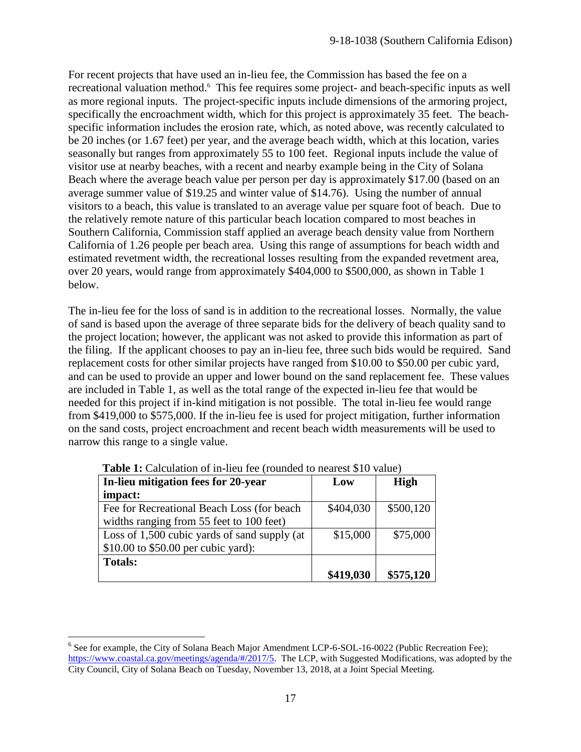For recent projects that have used an in-lieu fee, the Commission has based the fee on a recreational valuation method.[6] This fee requires some project- and beach-specific inputs as well as more regional inputs. The project-specific inputs include dimensions of the armoring project, specifically the encroachment width, which for this project is approximately 35 feet. The beach-specific information includes the erosion rate, which, as noted above, was recently calculated to be 20 inches (or 1.67 feet) per year, and the average beach width, which at this location, varies seasonally but ranges from approximately 55 to 100 feet. Regional inputs include the value of visitor use at nearby beaches, with a recent and nearby example being in the City of Solana Beach where the average beach value per person per day is approximately $17.00 (based on an average summer value of $19.25 and winter value of $14.76). Using the number of annual visitors to a beach, this value is translated to an average value per square foot of beach. Due to the relatively remote nature of this particular beach location compared to most beaches in Southern California, Commission staff applied an average beach density value from Northern California of 1.26 people per beach area. Using this range of assumptions for beach width and estimated revetment width, the recreational losses resulting from the expanded revetment area, over 20 years, would range from approximately $404,000 to $500,000, as shown in Table 1 below.

The in-lieu fee for the loss of sand is in addition to the recreational losses. Normally, the value of sand is based upon the average of three separate bids for the delivery of beach quality sand to the project location; however, the applicant was not asked to provide this information as part of the filing. If the applicant chooses to pay an in-lieu fee, three such bids would be required. Sand replacement costs for other similar projects have ranged from $10.00 to $50.00 per cubic yard, and can be used to provide an upper and lower bound on the sand replacement fee. These values are included in Table 1, as well as the total range of the expected in-lieu fee that would be needed for this project if in-kind mitigation is not possible. The total in-lieu fee would range from $419,000 to $575,000. If the in-lieu fee is used for project mitigation, further information on the sand costs, project encroachment and recent beach width measurements will be used to narrow this range to a single value.

**Table 1:** Calculation of in-lieu fee (rounded to nearest $10 value)

| **In-lieu mitigation fees for 20-year impact:** | **Low** | **High** |
|---|---|---|
| Fee for Recreational Beach Loss (for beach widths ranging from 55 feet to 100 feet) | $404,030 | $500,120 |
| Loss of 1,500 cubic yards of sand supply (at $10.00 to $50.00 per cubic yard): | $15,000 | $75,000 |
| **Totals:** | **$419,030** | **$575,120** |

[6] See for example, the City of Solana Beach Major Amendment LCP-6-SOL-16-0022 (Public Recreation Fee); https://www.coastal.ca.gov/meetings/agenda/#/2017/5. The LCP, with Suggested Modifications, was adopted by the City Council, City of Solana Beach on Tuesday, November 13, 2018, at a Joint Special Meeting.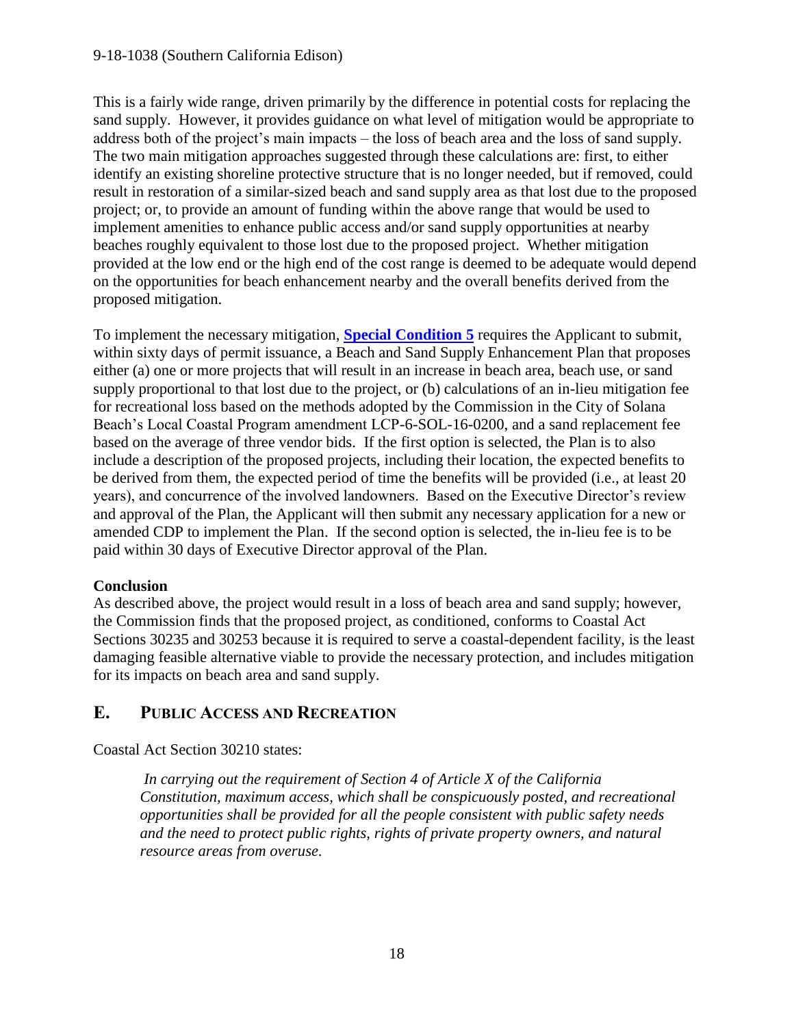This is a fairly wide range, driven primarily by the difference in potential costs for replacing the sand supply. However, it provides guidance on what level of mitigation would be appropriate to address both of the project's main impacts – the loss of beach area and the loss of sand supply. The two main mitigation approaches suggested through these calculations are: first, to either identify an existing shoreline protective structure that is no longer needed, but if removed, could result in restoration of a similar-sized beach and sand supply area as that lost due to the proposed project; or, to provide an amount of funding within the above range that would be used to implement amenities to enhance public access and/or sand supply opportunities at nearby beaches roughly equivalent to those lost due to the proposed project. Whether mitigation provided at the low end or the high end of the cost range is deemed to be adequate would depend on the opportunities for beach enhancement nearby and the overall benefits derived from the proposed mitigation.

To implement the necessary mitigation, **Special Condition 5** requires the Applicant to submit, within sixty days of permit issuance, a Beach and Sand Supply Enhancement Plan that proposes either (a) one or more projects that will result in an increase in beach area, beach use, or sand supply proportional to that lost due to the project, or (b) calculations of an in-lieu mitigation fee for recreational loss based on the methods adopted by the Commission in the City of Solana Beach's Local Coastal Program amendment LCP-6-SOL-16-0200, and a sand replacement fee based on the average of three vendor bids. If the first option is selected, the Plan is to also include a description of the proposed projects, including their location, the expected benefits to be derived from them, the expected period of time the benefits will be provided (i.e., at least 20 years), and concurrence of the involved landowners. Based on the Executive Director's review and approval of the Plan, the Applicant will then submit any necessary application for a new or amended CDP to implement the Plan. If the second option is selected, the in-lieu fee is to be paid within 30 days of Executive Director approval of the Plan.

**Conclusion**

As described above, the project would result in a loss of beach area and sand supply; however, the Commission finds that the proposed project, as conditioned, conforms to Coastal Act Sections 30235 and 30253 because it is required to serve a coastal-dependent facility, is the least damaging feasible alternative viable to provide the necessary protection, and includes mitigation for its impacts on beach area and sand supply.

## E. Public Access and Recreation

Coastal Act Section 30210 states:

> *In carrying out the requirement of Section 4 of Article X of the California Constitution, maximum access, which shall be conspicuously posted, and recreational opportunities shall be provided for all the people consistent with public safety needs and the need to protect public rights, rights of private property owners, and natural resource areas from overuse.*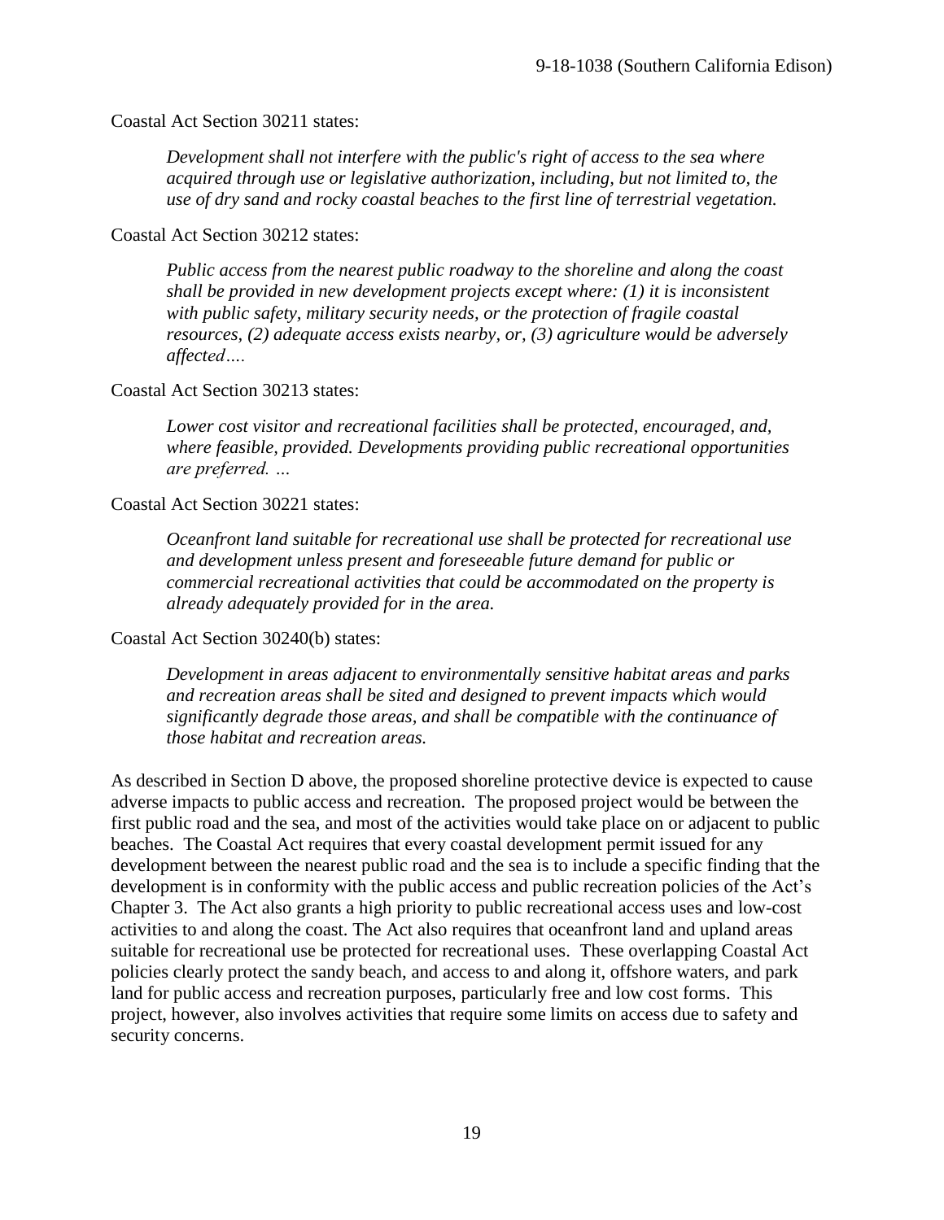Coastal Act Section 30211 states:

> *Development shall not interfere with the public's right of access to the sea where acquired through use or legislative authorization, including, but not limited to, the use of dry sand and rocky coastal beaches to the first line of terrestrial vegetation.*

Coastal Act Section 30212 states:

> *Public access from the nearest public roadway to the shoreline and along the coast shall be provided in new development projects except where: (1) it is inconsistent with public safety, military security needs, or the protection of fragile coastal resources, (2) adequate access exists nearby, or, (3) agriculture would be adversely affected….*

Coastal Act Section 30213 states:

> *Lower cost visitor and recreational facilities shall be protected, encouraged, and, where feasible, provided. Developments providing public recreational opportunities are preferred. …*

Coastal Act Section 30221 states:

> *Oceanfront land suitable for recreational use shall be protected for recreational use and development unless present and foreseeable future demand for public or commercial recreational activities that could be accommodated on the property is already adequately provided for in the area.*

Coastal Act Section 30240(b) states:

> *Development in areas adjacent to environmentally sensitive habitat areas and parks and recreation areas shall be sited and designed to prevent impacts which would significantly degrade those areas, and shall be compatible with the continuance of those habitat and recreation areas.*

As described in Section D above, the proposed shoreline protective device is expected to cause adverse impacts to public access and recreation. The proposed project would be between the first public road and the sea, and most of the activities would take place on or adjacent to public beaches. The Coastal Act requires that every coastal development permit issued for any development between the nearest public road and the sea is to include a specific finding that the development is in conformity with the public access and public recreation policies of the Act's Chapter 3. The Act also grants a high priority to public recreational access uses and low-cost activities to and along the coast. The Act also requires that oceanfront land and upland areas suitable for recreational use be protected for recreational uses. These overlapping Coastal Act policies clearly protect the sandy beach, and access to and along it, offshore waters, and park land for public access and recreation purposes, particularly free and low cost forms. This project, however, also involves activities that require some limits on access due to safety and security concerns.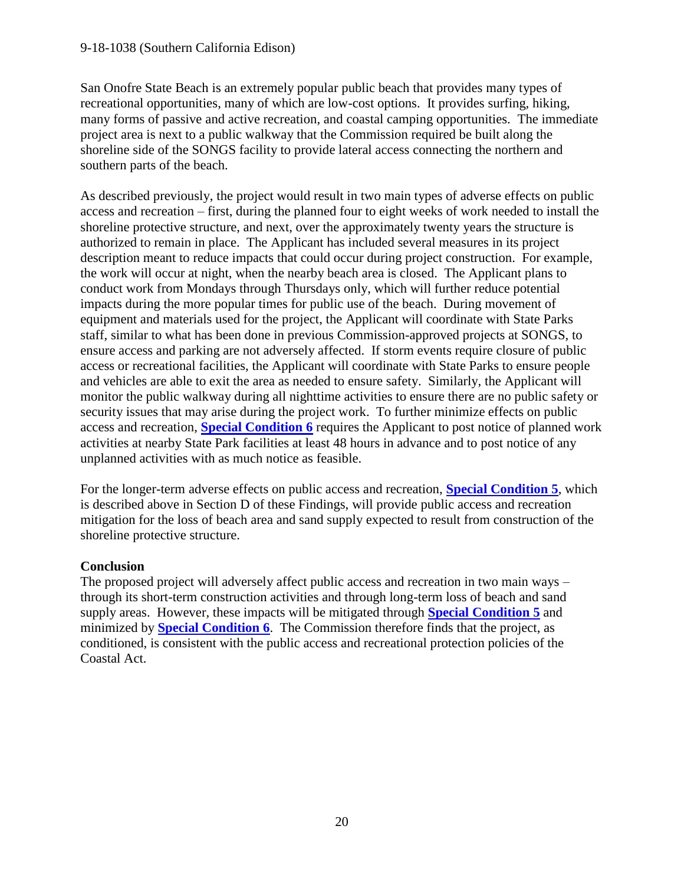San Onofre State Beach is an extremely popular public beach that provides many types of recreational opportunities, many of which are low-cost options. It provides surfing, hiking, many forms of passive and active recreation, and coastal camping opportunities. The immediate project area is next to a public walkway that the Commission required be built along the shoreline side of the SONGS facility to provide lateral access connecting the northern and southern parts of the beach.

As described previously, the project would result in two main types of adverse effects on public access and recreation – first, during the planned four to eight weeks of work needed to install the shoreline protective structure, and next, over the approximately twenty years the structure is authorized to remain in place. The Applicant has included several measures in its project description meant to reduce impacts that could occur during project construction. For example, the work will occur at night, when the nearby beach area is closed. The Applicant plans to conduct work from Mondays through Thursdays only, which will further reduce potential impacts during the more popular times for public use of the beach. During movement of equipment and materials used for the project, the Applicant will coordinate with State Parks staff, similar to what has been done in previous Commission-approved projects at SONGS, to ensure access and parking are not adversely affected. If storm events require closure of public access or recreational facilities, the Applicant will coordinate with State Parks to ensure people and vehicles are able to exit the area as needed to ensure safety. Similarly, the Applicant will monitor the public walkway during all nighttime activities to ensure there are no public safety or security issues that may arise during the project work. To further minimize effects on public access and recreation, **Special Condition 6** requires the Applicant to post notice of planned work activities at nearby State Park facilities at least 48 hours in advance and to post notice of any unplanned activities with as much notice as feasible.

For the longer-term adverse effects on public access and recreation, **Special Condition 5**, which is described above in Section D of these Findings, will provide public access and recreation mitigation for the loss of beach area and sand supply expected to result from construction of the shoreline protective structure.

**Conclusion**

The proposed project will adversely affect public access and recreation in two main ways – through its short-term construction activities and through long-term loss of beach and sand supply areas. However, these impacts will be mitigated through **Special Condition 5** and minimized by **Special Condition 6**. The Commission therefore finds that the project, as conditioned, is consistent with the public access and recreational protection policies of the Coastal Act.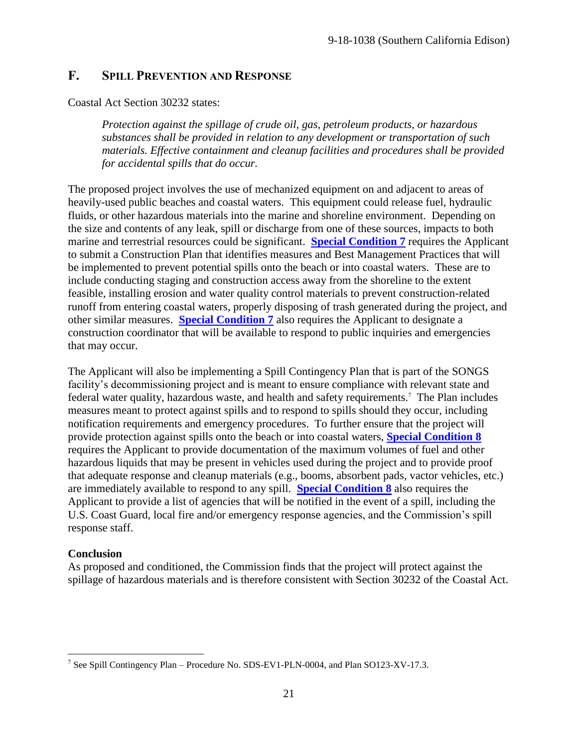## F. SPILL PREVENTION AND RESPONSE

Coastal Act Section 30232 states:

> *Protection against the spillage of crude oil, gas, petroleum products, or hazardous substances shall be provided in relation to any development or transportation of such materials. Effective containment and cleanup facilities and procedures shall be provided for accidental spills that do occur.*

The proposed project involves the use of mechanized equipment on and adjacent to areas of heavily-used public beaches and coastal waters. This equipment could release fuel, hydraulic fluids, or other hazardous materials into the marine and shoreline environment. Depending on the size and contents of any leak, spill or discharge from one of these sources, impacts to both marine and terrestrial resources could be significant. **Special Condition 7** requires the Applicant to submit a Construction Plan that identifies measures and Best Management Practices that will be implemented to prevent potential spills onto the beach or into coastal waters. These are to include conducting staging and construction access away from the shoreline to the extent feasible, installing erosion and water quality control materials to prevent construction-related runoff from entering coastal waters, properly disposing of trash generated during the project, and other similar measures. **Special Condition 7** also requires the Applicant to designate a construction coordinator that will be available to respond to public inquiries and emergencies that may occur.

The Applicant will also be implementing a Spill Contingency Plan that is part of the SONGS facility's decommissioning project and is meant to ensure compliance with relevant state and federal water quality, hazardous waste, and health and safety requirements.[7] The Plan includes measures meant to protect against spills and to respond to spills should they occur, including notification requirements and emergency procedures. To further ensure that the project will provide protection against spills onto the beach or into coastal waters, **Special Condition 8** requires the Applicant to provide documentation of the maximum volumes of fuel and other hazardous liquids that may be present in vehicles used during the project and to provide proof that adequate response and cleanup materials (e.g., booms, absorbent pads, vactor vehicles, etc.) are immediately available to respond to any spill. **Special Condition 8** also requires the Applicant to provide a list of agencies that will be notified in the event of a spill, including the U.S. Coast Guard, local fire and/or emergency response agencies, and the Commission's spill response staff.

**Conclusion**

As proposed and conditioned, the Commission finds that the project will protect against the spillage of hazardous materials and is therefore consistent with Section 30232 of the Coastal Act.

---

[7] See Spill Contingency Plan – Procedure No. SDS-EV1-PLN-0004, and Plan SO123-XV-17.3.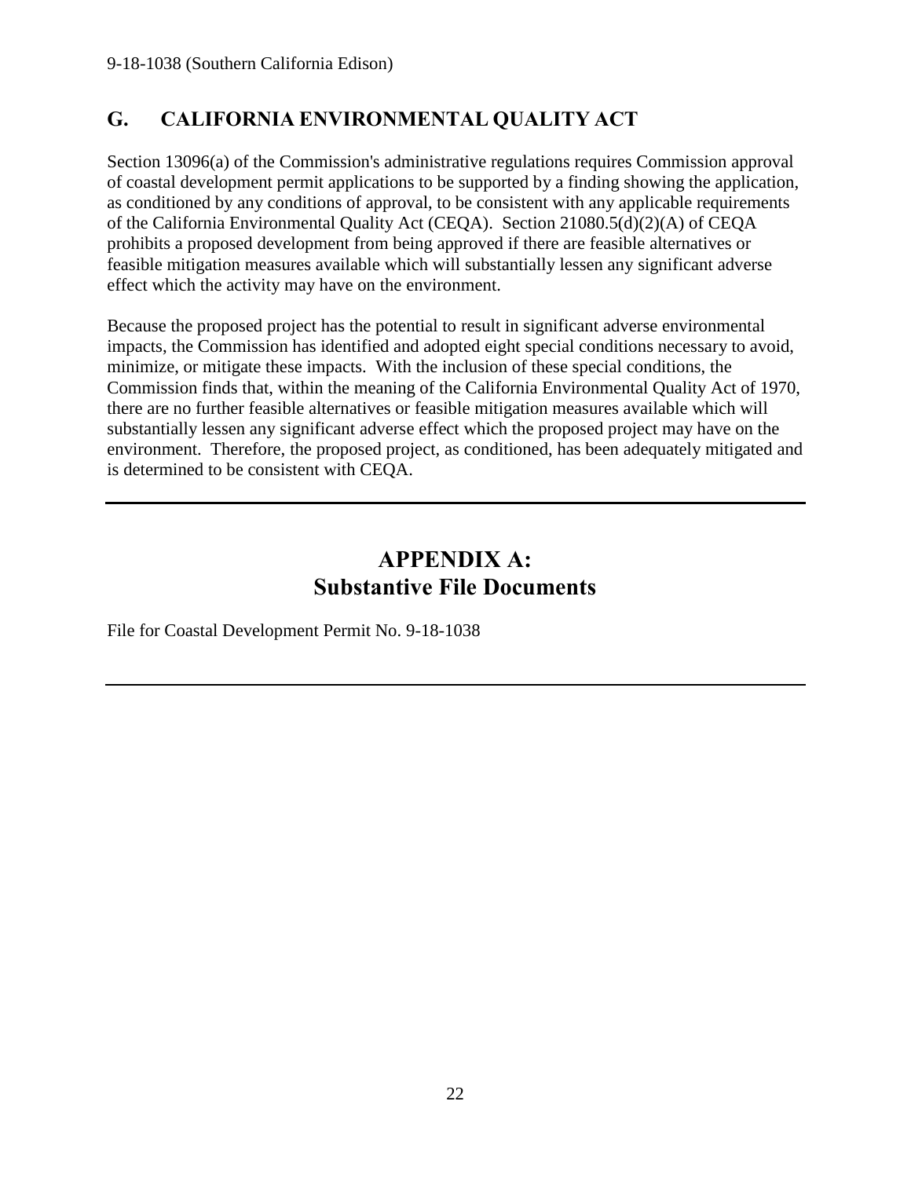## G. CALIFORNIA ENVIRONMENTAL QUALITY ACT

Section 13096(a) of the Commission's administrative regulations requires Commission approval of coastal development permit applications to be supported by a finding showing the application, as conditioned by any conditions of approval, to be consistent with any applicable requirements of the California Environmental Quality Act (CEQA). Section 21080.5(d)(2)(A) of CEQA prohibits a proposed development from being approved if there are feasible alternatives or feasible mitigation measures available which will substantially lessen any significant adverse effect which the activity may have on the environment.

Because the proposed project has the potential to result in significant adverse environmental impacts, the Commission has identified and adopted eight special conditions necessary to avoid, minimize, or mitigate these impacts. With the inclusion of these special conditions, the Commission finds that, within the meaning of the California Environmental Quality Act of 1970, there are no further feasible alternatives or feasible mitigation measures available which will substantially lessen any significant adverse effect which the proposed project may have on the environment. Therefore, the proposed project, as conditioned, has been adequately mitigated and is determined to be consistent with CEQA.

---

# APPENDIX A:
# Substantive File Documents

File for Coastal Development Permit No. 9-18-1038

---